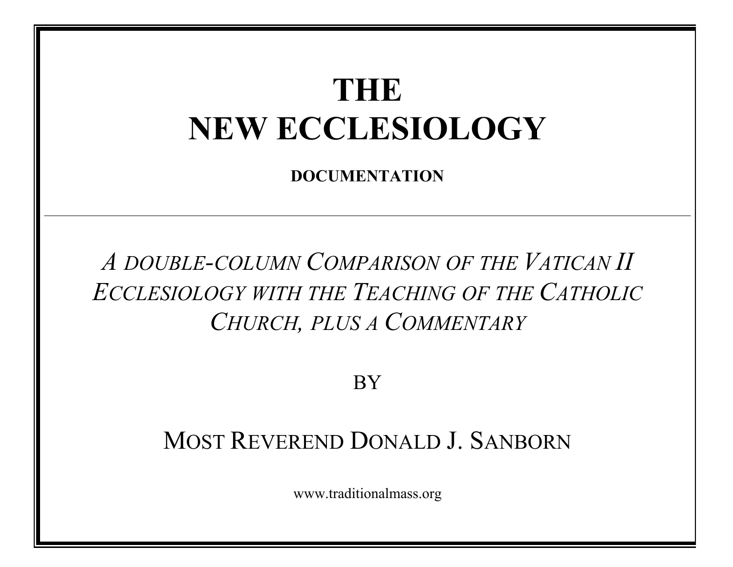# THE NEW ECCLESIOLOGY

**DOCUMENTATION**

---

*A DOUBLE-COLUMN COMPARISON OF THE VATICAN II ECCLESIOLOGY WITH THE TEACHING OF THE CATHOLIC CHURCH, PLUS A COMMENTARY*

BY

MOST REVEREND DONALD J. SANBORN

www.traditionalmass.org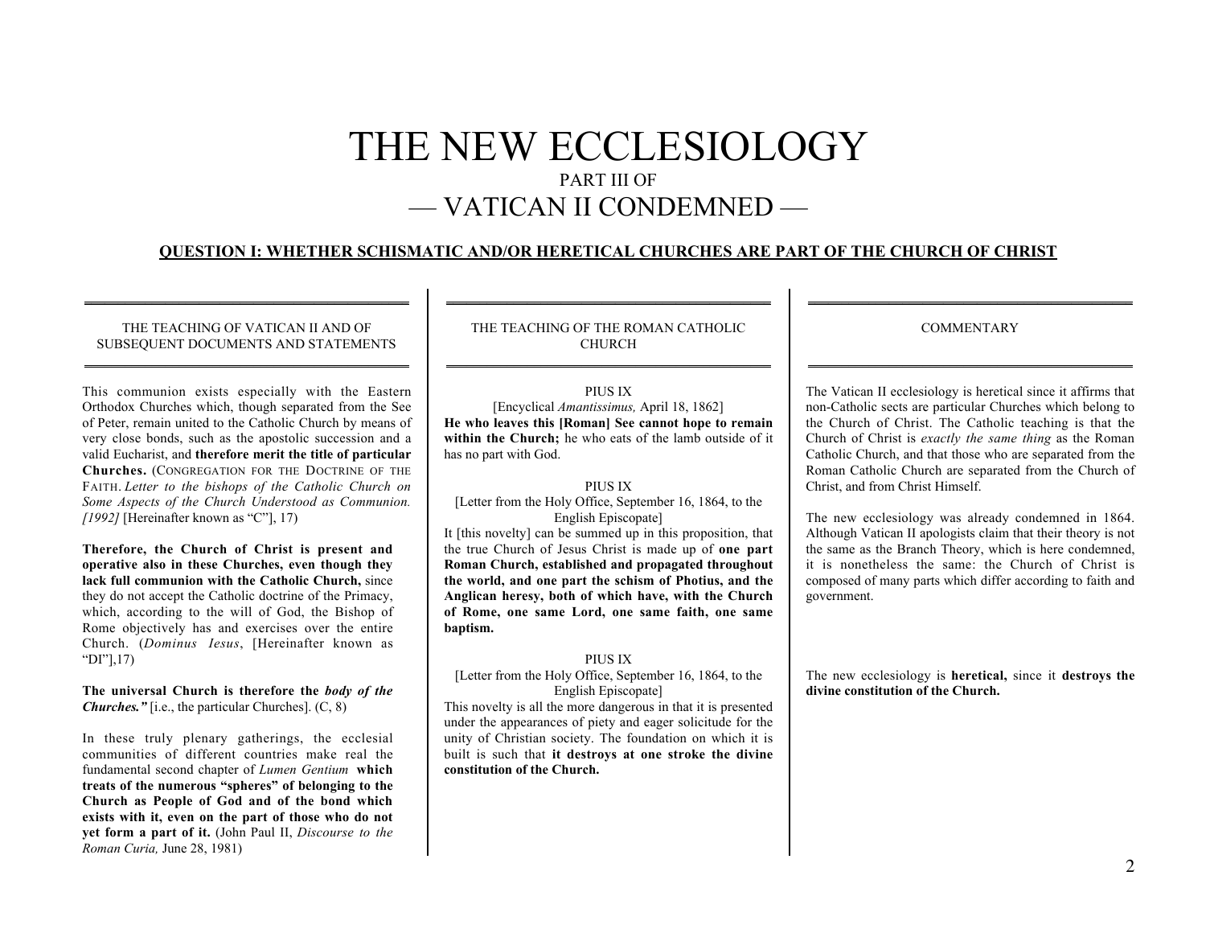# THE NEW ECCLESIOLOGY

PART III OF

— VATICAN II CONDEMNED —

## QUESTION I: WHETHER SCHISMATIC AND/OR HERETICAL CHURCHES ARE PART OF THE CHURCH OF CHRIST

### THE TEACHING OF VATICAN II AND OF SUBSEQUENT DOCUMENTS AND STATEMENTS

This communion exists especially with the Eastern Orthodox Churches which, though separated from the See of Peter, remain united to the Catholic Church by means of very close bonds, such as the apostolic succession and a valid Eucharist, and **therefore merit the title of particular Churches.** (CONGREGATION FOR THE DOCTRINE OF THE FAITH. *Letter to the bishops of the Catholic Church on Some Aspects of the Church Understood as Communion. [1992]* [Hereinafter known as "C"], 17)

**Therefore, the Church of Christ is present and operative also in these Churches, even though they lack full communion with the Catholic Church,** since they do not accept the Catholic doctrine of the Primacy, which, according to the will of God, the Bishop of Rome objectively has and exercises over the entire Church. (*Dominus Iesus*, [Hereinafter known as "DI"],17)

**The universal Church is therefore the *body of the Churches."*** [i.e., the particular Churches]. (C, 8)

In these truly plenary gatherings, the ecclesial communities of different countries make real the fundamental second chapter of *Lumen Gentium* **which treats of the numerous "spheres" of belonging to the Church as People of God and of the bond which exists with it, even on the part of those who do not yet form a part of it.** (John Paul II, *Discourse to the Roman Curia,* June 28, 1981)

### THE TEACHING OF THE ROMAN CATHOLIC CHURCH

PIUS IX
[Encyclical *Amantissimus,* April 18, 1862]

**He who leaves this [Roman] See cannot hope to remain within the Church;** he who eats of the lamb outside of it has no part with God.

PIUS IX
[Letter from the Holy Office, September 16, 1864, to the English Episcopate]

It [this novelty] can be summed up in this proposition, that the true Church of Jesus Christ is made up of **one part Roman Church, established and propagated throughout the world, and one part the schism of Photius, and the Anglican heresy, both of which have, with the Church of Rome, one same Lord, one same faith, one same baptism.**

PIUS IX
[Letter from the Holy Office, September 16, 1864, to the English Episcopate]

This novelty is all the more dangerous in that it is presented under the appearances of piety and eager solicitude for the unity of Christian society. The foundation on which it is built is such that **it destroys at one stroke the divine constitution of the Church.**

### COMMENTARY

The Vatican II ecclesiology is heretical since it affirms that non-Catholic sects are particular Churches which belong to the Church of Christ. The Catholic teaching is that the Church of Christ is *exactly the same thing* as the Roman Catholic Church, and that those who are separated from the Roman Catholic Church are separated from the Church of Christ, and from Christ Himself.

The new ecclesiology was already condemned in 1864. Although Vatican II apologists claim that their theory is not the same as the Branch Theory, which is here condemned, it is nonetheless the same: the Church of Christ is composed of many parts which differ according to faith and government.

The new ecclesiology is **heretical,** since it **destroys the divine constitution of the Church.**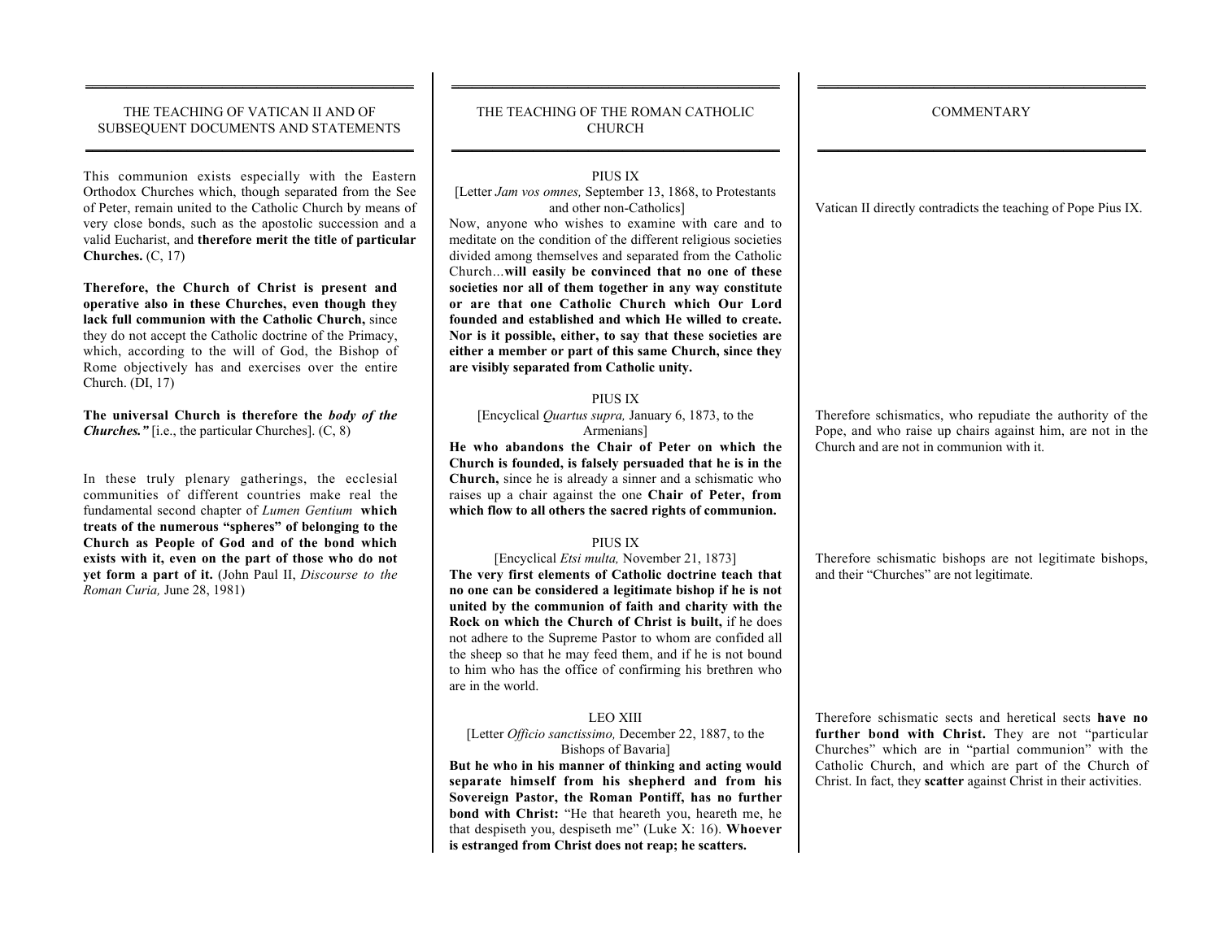| THE TEACHING OF VATICAN II AND OF SUBSEQUENT DOCUMENTS AND STATEMENTS | THE TEACHING OF THE ROMAN CATHOLIC CHURCH | COMMENTARY |
|---|---|---|
| This communion exists especially with the Eastern Orthodox Churches which, though separated from the See of Peter, remain united to the Catholic Church by means of very close bonds, such as the apostolic succession and a valid Eucharist, and **therefore merit the title of particular Churches.** (C, 17)<br><br>**Therefore, the Church of Christ is present and operative also in these Churches, even though they lack full communion with the Catholic Church,** since they do not accept the Catholic doctrine of the Primacy, which, according to the will of God, the Bishop of Rome objectively has and exercises over the entire Church. (DI, 17) | PIUS IX<br>[Letter *Jam vos omnes,* September 13, 1868, to Protestants and other non-Catholics]<br>Now, anyone who wishes to examine with care and to meditate on the condition of the different religious societies divided among themselves and separated from the Catholic Church…**will easily be convinced that no one of these societies nor all of them together in any way constitute or are that one Catholic Church which Our Lord founded and established and which He willed to create. Nor is it possible, either, to say that these societies are either a member or part of this same Church, since they are visibly separated from Catholic unity.** | Vatican II directly contradicts the teaching of Pope Pius IX. |
| **The universal Church is therefore the *body of the Churches."*** [i.e., the particular Churches]. (C, 8) | PIUS IX<br>[Encyclical *Quartus supra,* January 6, 1873, to the Armenians]<br>**He who abandons the Chair of Peter on which the Church is founded, is falsely persuaded that he is in the Church,** since he is already a sinner and a schismatic who raises up a chair against the one **Chair of Peter, from which flow to all others the sacred rights of communion.** | Therefore schismatics, who repudiate the authority of the Pope, and who raise up chairs against him, are not in the Church and are not in communion with it. |
| In these truly plenary gatherings, the ecclesial communities of different countries make real the fundamental second chapter of *Lumen Gentium* **which treats of the numerous "spheres" of belonging to the Church as People of God and of the bond which exists with it, even on the part of those who do not yet form a part of it.** (John Paul II, *Discourse to the Roman Curia,* June 28, 1981) | PIUS IX<br>[Encyclical *Etsi multa,* November 21, 1873]<br>**The very first elements of Catholic doctrine teach that no one can be considered a legitimate bishop if he is not united by the communion of faith and charity with the Rock on which the Church of Christ is built,** if he does not adhere to the Supreme Pastor to whom are confided all the sheep so that he may feed them, and if he is not bound to him who has the office of confirming his brethren who are in the world. | Therefore schismatic bishops are not legitimate bishops, and their "Churches" are not legitimate. |
| | LEO XIII<br>[Letter *Officio sanctissimo,* December 22, 1887, to the Bishops of Bavaria]<br>**But he who in his manner of thinking and acting would separate himself from his shepherd and from his Sovereign Pastor, the Roman Pontiff, has no further bond with Christ:** "He that heareth you, heareth me, he that despiseth you, despiseth me" (Luke X: 16). **Whoever is estranged from Christ does not reap; he scatters.** | Therefore schismatic sects and heretical sects **have no further bond with Christ.** They are not "particular Churches" which are in "partial communion" with the Catholic Church, and which are part of the Church of Christ. In fact, they **scatter** against Christ in their activities. |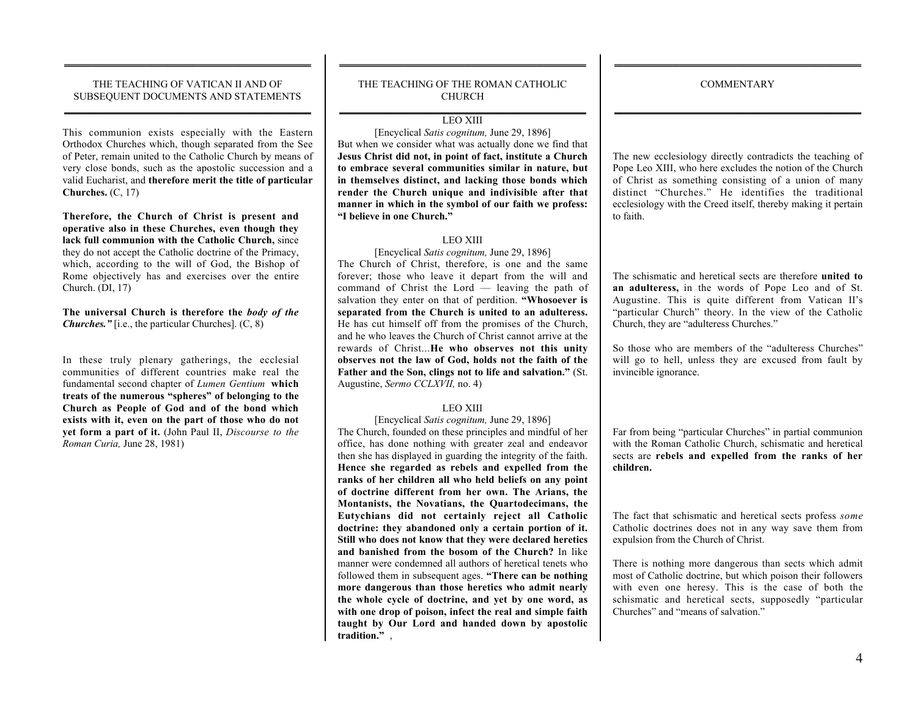## THE TEACHING OF VATICAN II AND OF SUBSEQUENT DOCUMENTS AND STATEMENTS

This communion exists especially with the Eastern Orthodox Churches which, though separated from the See of Peter, remain united to the Catholic Church by means of very close bonds, such as the apostolic succession and a valid Eucharist, and **therefore merit the title of particular Churches.** (C, 17)

**Therefore, the Church of Christ is present and operative also in these Churches, even though they lack full communion with the Catholic Church,** since they do not accept the Catholic doctrine of the Primacy, which, according to the will of God, the Bishop of Rome objectively has and exercises over the entire Church. (DI, 17)

**The universal Church is therefore the *body of the Churches."*** [i.e., the particular Churches]. (C, 8)

In these truly plenary gatherings, the ecclesial communities of different countries make real the fundamental second chapter of *Lumen Gentium* **which treats of the numerous "spheres" of belonging to the Church as People of God and of the bond which exists with it, even on the part of those who do not yet form a part of it.** (John Paul II, *Discourse to the Roman Curia,* June 28, 1981)

## THE TEACHING OF THE ROMAN CATHOLIC CHURCH

LEO XIII

[Encyclical *Satis cognitum,* June 29, 1896]

But when we consider what was actually done we find that **Jesus Christ did not, in point of fact, institute a Church to embrace several communities similar in nature, but in themselves distinct, and lacking those bonds which render the Church unique and indivisible after that manner in which in the symbol of our faith we profess: "I believe in one Church."**

LEO XIII

[Encyclical *Satis cognitum,* June 29, 1896]

The Church of Christ, therefore, is one and the same forever; those who leave it depart from the will and command of Christ the Lord — leaving the path of salvation they enter on that of perdition. **"Whosoever is separated from the Church is united to an adulteress.** He has cut himself off from the promises of the Church, and he who leaves the Church of Christ cannot arrive at the rewards of Christ...**He who observes not this unity observes not the law of God, holds not the faith of the Father and the Son, clings not to life and salvation."** (St. Augustine, *Sermo CCLXVII,* no. 4)

LEO XIII

[Encyclical *Satis cognitum,* June 29, 1896]

The Church, founded on these principles and mindful of her office, has done nothing with greater zeal and endeavor then she has displayed in guarding the integrity of the faith. **Hence she regarded as rebels and expelled from the ranks of her children all who held beliefs on any point of doctrine different from her own. The Arians, the Montanists, the Novatians, the Quartodecimans, the Eutychians did not certainly reject all Catholic doctrine: they abandoned only a certain portion of it. Still who does not know that they were declared heretics and banished from the bosom of the Church?** In like manner were condemned all authors of heretical tenets who followed them in subsequent ages. **"There can be nothing more dangerous than those heretics who admit nearly the whole cycle of doctrine, and yet by one word, as with one drop of poison, infect the real and simple faith taught by Our Lord and handed down by apostolic tradition."** ,

## COMMENTARY

The new ecclesiology directly contradicts the teaching of Pope Leo XIII, who here excludes the notion of the Church of Christ as something consisting of a union of many distinct "Churches." He identifies the traditional ecclesiology with the Creed itself, thereby making it pertain to faith.

The schismatic and heretical sects are therefore **united to an adulteress,** in the words of Pope Leo and of St. Augustine. This is quite different from Vatican II's "particular Church" theory. In the view of the Catholic Church, they are "adulteress Churches."

So those who are members of the "adulteress Churches" will go to hell, unless they are excused from fault by invincible ignorance.

Far from being "particular Churches" in partial communion with the Roman Catholic Church, schismatic and heretical sects are **rebels and expelled from the ranks of her children.**

The fact that schismatic and heretical sects profess *some* Catholic doctrines does not in any way save them from expulsion from the Church of Christ.

There is nothing more dangerous than sects which admit most of Catholic doctrine, but which poison their followers with even one heresy. This is the case of both the schismatic and heretical sects, supposedly "particular Churches" and "means of salvation."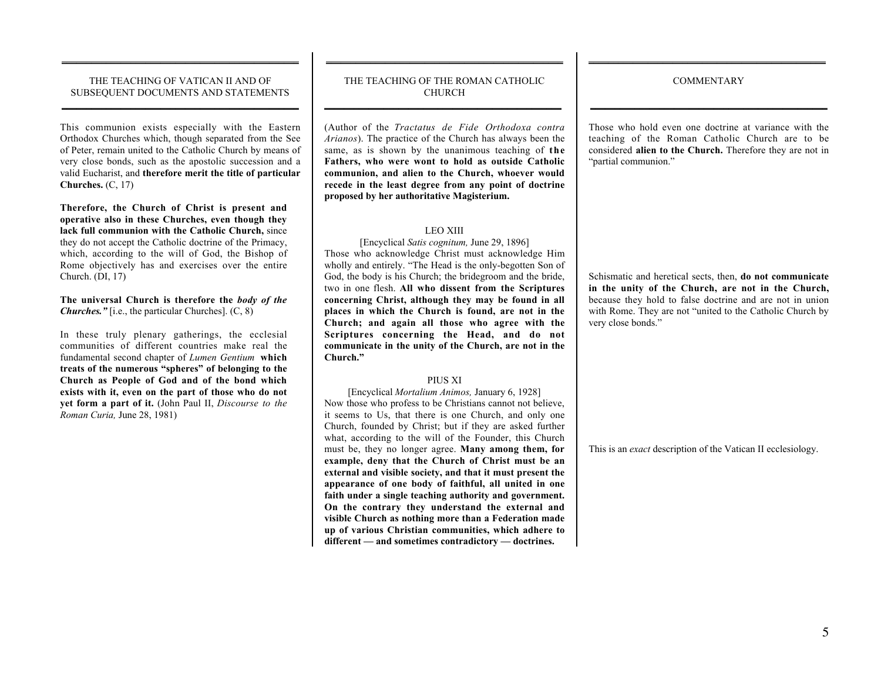| THE TEACHING OF VATICAN II AND OF SUBSEQUENT DOCUMENTS AND STATEMENTS | THE TEACHING OF THE ROMAN CATHOLIC CHURCH | COMMENTARY |
| --- | --- | --- |
| This communion exists especially with the Eastern Orthodox Churches which, though separated from the See of Peter, remain united to the Catholic Church by means of very close bonds, such as the apostolic succession and a valid Eucharist, and **therefore merit the title of particular Churches.** (C, 17) | (Author of the *Tractatus de Fide Orthodoxa contra Arianos*). The practice of the Church has always been the same, as is shown by the unanimous teaching of **the Fathers, who were wont to hold as outside Catholic communion, and alien to the Church, whoever would recede in the least degree from any point of doctrine proposed by her authoritative Magisterium.** | Those who hold even one doctrine at variance with the teaching of the Roman Catholic Church are to be considered **alien to the Church.** Therefore they are not in "partial communion." |
| **Therefore, the Church of Christ is present and operative also in these Churches, even though they lack full communion with the Catholic Church,** since they do not accept the Catholic doctrine of the Primacy, which, according to the will of God, the Bishop of Rome objectively has and exercises over the entire Church. (DI, 17)<br><br>**The universal Church is therefore the *body of the Churches."*** [i.e., the particular Churches]. (C, 8) | LEO XIII<br>[Encyclical *Satis cognitum,* June 29, 1896]<br>Those who acknowledge Christ must acknowledge Him wholly and entirely. "The Head is the only-begotten Son of God, the body is his Church; the bridegroom and the bride, two in one flesh. **All who dissent from the Scriptures concerning Christ, although they may be found in all places in which the Church is found, are not in the Church; and again all those who agree with the Scriptures concerning the Head, and do not communicate in the unity of the Church, are not in the Church."** | Schismatic and heretical sects, then, **do not communicate in the unity of the Church, are not in the Church,** because they hold to false doctrine and are not in union with Rome. They are not "united to the Catholic Church by very close bonds." |
| In these truly plenary gatherings, the ecclesial communities of different countries make real the fundamental second chapter of *Lumen Gentium* **which treats of the numerous "spheres" of belonging to the Church as People of God and of the bond which exists with it, even on the part of those who do not yet form a part of it.** (John Paul II, *Discourse to the Roman Curia,* June 28, 1981) | PIUS XI<br>[Encyclical *Mortalium Animos,* January 6, 1928]<br>Now those who profess to be Christians cannot not believe, it seems to Us, that there is one Church, and only one Church, founded by Christ; but if they are asked further what, according to the will of the Founder, this Church must be, they no longer agree. **Many among them, for example, deny that the Church of Christ must be an external and visible society, and that it must present the appearance of one body of faithful, all united in one faith under a single teaching authority and government. On the contrary they understand the external and visible Church as nothing more than a Federation made up of various Christian communities, which adhere to different — and sometimes contradictory — doctrines.** | This is an *exact* description of the Vatican II ecclesiology. |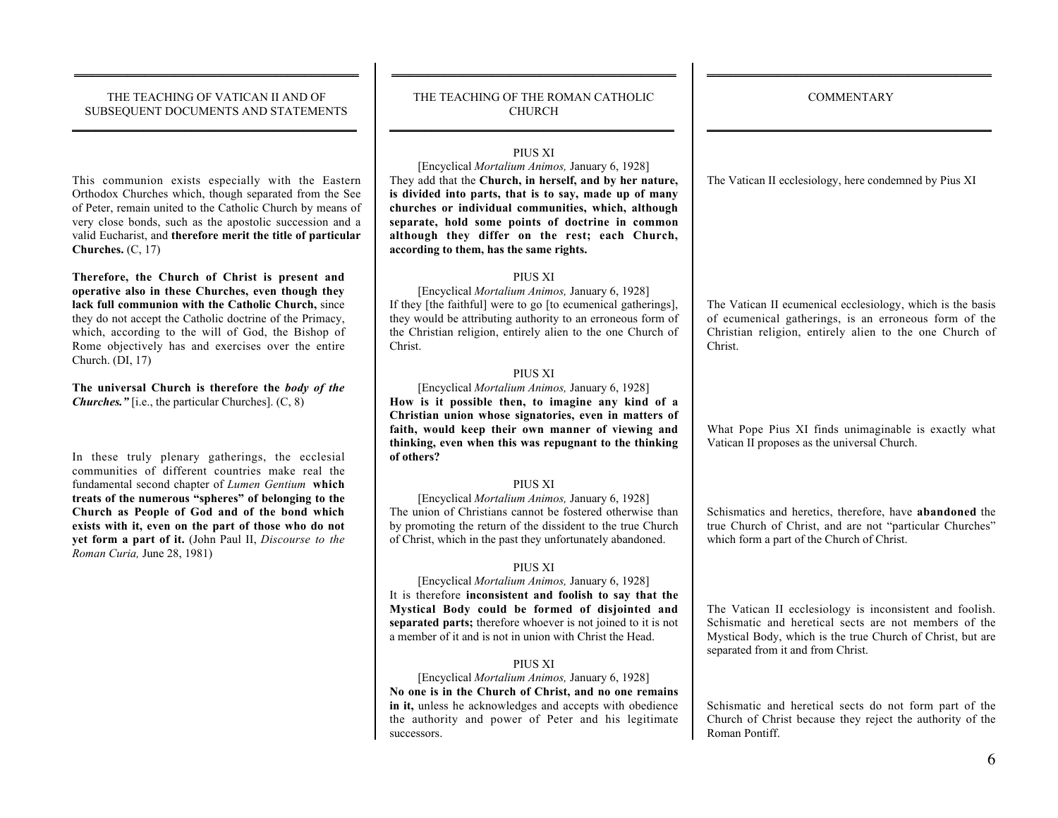| THE TEACHING OF VATICAN II AND OF SUBSEQUENT DOCUMENTS AND STATEMENTS | THE TEACHING OF THE ROMAN CATHOLIC CHURCH | COMMENTARY |
|---|---|---|
| This communion exists especially with the Eastern Orthodox Churches which, though separated from the See of Peter, remain united to the Catholic Church by means of very close bonds, such as the apostolic succession and a valid Eucharist, and **therefore merit the title of particular Churches.** (C, 17) | PIUS XI<br>[Encyclical *Mortalium Animos,* January 6, 1928]<br>They add that the **Church, in herself, and by her nature, is divided into parts, that is to say, made up of many churches or individual communities, which, although separate, hold some points of doctrine in common although they differ on the rest; each Church, according to them, has the same rights.** | The Vatican II ecclesiology, here condemned by Pius XI |
| **Therefore, the Church of Christ is present and operative also in these Churches, even though they lack full communion with the Catholic Church,** since they do not accept the Catholic doctrine of the Primacy, which, according to the will of God, the Bishop of Rome objectively has and exercises over the entire Church. (DI, 17) | PIUS XI<br>[Encyclical *Mortalium Animos,* January 6, 1928]<br>If they [the faithful] were to go [to ecumenical gatherings], they would be attributing authority to an erroneous form of the Christian religion, entirely alien to the one Church of Christ. | The Vatican II ecumenical ecclesiology, which is the basis of ecumenical gatherings, is an erroneous form of the Christian religion, entirely alien to the one Church of Christ. |
| **The universal Church is therefore the *body of the Churches."*** [i.e., the particular Churches]. (C, 8) | PIUS XI<br>[Encyclical *Mortalium Animos,* January 6, 1928]<br>**How is it possible then, to imagine any kind of a Christian union whose signatories, even in matters of faith, would keep their own manner of viewing and thinking, even when this was repugnant to the thinking of others?** | What Pope Pius XI finds unimaginable is exactly what Vatican II proposes as the universal Church. |
| In these truly plenary gatherings, the ecclesial communities of different countries make real the fundamental second chapter of *Lumen Gentium* **which treats of the numerous "spheres" of belonging to the Church as People of God and of the bond which exists with it, even on the part of those who do not yet form a part of it.** (John Paul II, *Discourse to the Roman Curia,* June 28, 1981) | PIUS XI<br>[Encyclical *Mortalium Animos,* January 6, 1928]<br>The union of Christians cannot be fostered otherwise than by promoting the return of the dissident to the true Church of Christ, which in the past they unfortunately abandoned. | Schismatics and heretics, therefore, have **abandoned** the true Church of Christ, and are not "particular Churches" which form a part of the Church of Christ. |
| | PIUS XI<br>[Encyclical *Mortalium Animos,* January 6, 1928]<br>It is therefore **inconsistent and foolish to say that the Mystical Body could be formed of disjointed and separated parts;** therefore whoever is not joined to it is not a member of it and is not in union with Christ the Head. | The Vatican II ecclesiology is inconsistent and foolish. Schismatic and heretical sects are not members of the Mystical Body, which is the true Church of Christ, but are separated from it and from Christ. |
| | PIUS XI<br>[Encyclical *Mortalium Animos,* January 6, 1928]<br>**No one is in the Church of Christ, and no one remains in it,** unless he acknowledges and accepts with obedience the authority and power of Peter and his legitimate successors. | Schismatic and heretical sects do not form part of the Church of Christ because they reject the authority of the Roman Pontiff. |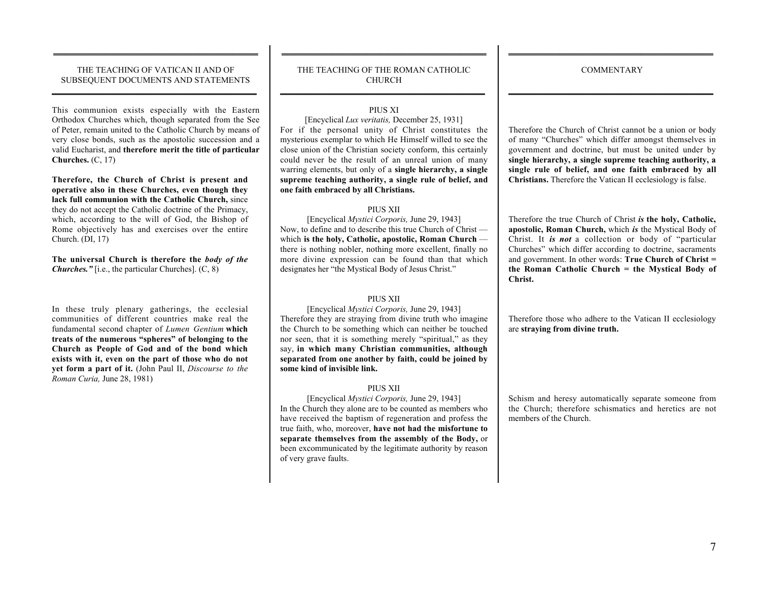| THE TEACHING OF VATICAN II AND OF SUBSEQUENT DOCUMENTS AND STATEMENTS | THE TEACHING OF THE ROMAN CATHOLIC CHURCH | COMMENTARY |
| --- | --- | --- |
| This communion exists especially with the Eastern Orthodox Churches which, though separated from the See of Peter, remain united to the Catholic Church by means of very close bonds, such as the apostolic succession and a valid Eucharist, and **therefore merit the title of particular Churches.** (C, 17) | PIUS XI<br>[Encyclical *Lux veritatis,* December 25, 1931]<br>For if the personal unity of Christ constitutes the mysterious exemplar to which He Himself willed to see the close union of the Christian society conform, this certainly could never be the result of an unreal union of many warring elements, but only of a **single hierarchy, a single supreme teaching authority, a single rule of belief, and one faith embraced by all Christians.** | Therefore the Church of Christ cannot be a union or body of many "Churches" which differ amongst themselves in government and doctrine, but must be united under by **single hierarchy, a single supreme teaching authority, a single rule of belief, and one faith embraced by all Christians.** Therefore the Vatican II ecclesiology is false. |
| **Therefore, the Church of Christ is present and operative also in these Churches, even though they lack full communion with the Catholic Church,** since they do not accept the Catholic doctrine of the Primacy, which, according to the will of God, the Bishop of Rome objectively has and exercises over the entire Church. (DI, 17)<br><br>**The universal Church is therefore the *body of the Churches."*** [i.e., the particular Churches]. (C, 8) | PIUS XII<br>[Encyclical *Mystici Corporis,* June 29, 1943]<br>Now, to define and to describe this true Church of Christ — which **is the holy, Catholic, apostolic, Roman Church** — there is nothing nobler, nothing more excellent, finally no more divine expression can be found than that which designates her "the Mystical Body of Jesus Christ." | Therefore the true Church of Christ ***is*** **the holy, Catholic, apostolic, Roman Church,** which ***is*** the Mystical Body of Christ. It ***is not*** a collection or body of "particular Churches" which differ according to doctrine, sacraments and government. In other words: **True Church of Christ = the Roman Catholic Church = the Mystical Body of Christ.** |
| In these truly plenary gatherings, the ecclesial communities of different countries make real the fundamental second chapter of *Lumen Gentium* **which treats of the numerous "spheres" of belonging to the Church as People of God and of the bond which exists with it, even on the part of those who do not yet form a part of it.** (John Paul II, *Discourse to the Roman Curia,* June 28, 1981) | PIUS XII<br>[Encyclical *Mystici Corporis,* June 29, 1943]<br>Therefore they are straying from divine truth who imagine the Church to be something which can neither be touched nor seen, that it is something merely "spiritual," as they say, **in which many Christian communities, although separated from one another by faith, could be joined by some kind of invisible link.** | Therefore those who adhere to the Vatican II ecclesiology are **straying from divine truth.** |
| | PIUS XII<br>[Encyclical *Mystici Corporis,* June 29, 1943]<br>In the Church they alone are to be counted as members who have received the baptism of regeneration and profess the true faith, who, moreover, **have not had the misfortune to separate themselves from the assembly of the Body,** or been excommunicated by the legitimate authority by reason of very grave faults. | Schism and heresy automatically separate someone from the Church; therefore schismatics and heretics are not members of the Church. |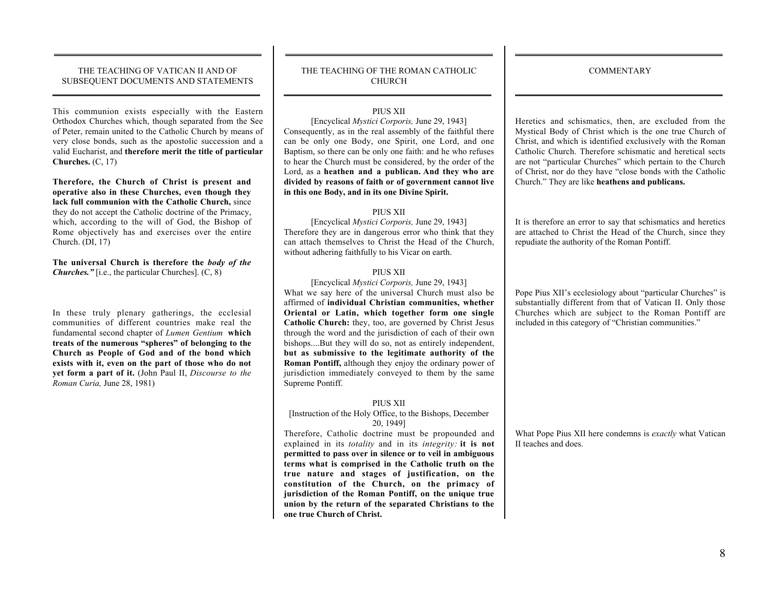| THE TEACHING OF VATICAN II AND OF SUBSEQUENT DOCUMENTS AND STATEMENTS | THE TEACHING OF THE ROMAN CATHOLIC CHURCH | COMMENTARY |
|---|---|---|
| This communion exists especially with the Eastern Orthodox Churches which, though separated from the See of Peter, remain united to the Catholic Church by means of very close bonds, such as the apostolic succession and a valid Eucharist, and **therefore merit the title of particular Churches.** (C, 17) | PIUS XII<br>[Encyclical *Mystici Corporis,* June 29, 1943]<br>Consequently, as in the real assembly of the faithful there can be only one Body, one Spirit, one Lord, and one Baptism, so there can be only one faith: and he who refuses to hear the Church must be considered, by the order of the Lord, as a **heathen and a publican. And they who are divided by reasons of faith or of government cannot live in this one Body, and in its one Divine Spirit.** | Heretics and schismatics, then, are excluded from the Mystical Body of Christ which is the one true Church of Christ, and which is identified exclusively with the Roman Catholic Church. Therefore schismatic and heretical sects are not "particular Churches" which pertain to the Church of Christ, nor do they have "close bonds with the Catholic Church." They are like **heathens and publicans.** |
| **Therefore, the Church of Christ is present and operative also in these Churches, even though they lack full communion with the Catholic Church,** since they do not accept the Catholic doctrine of the Primacy, which, according to the will of God, the Bishop of Rome objectively has and exercises over the entire Church. (DI, 17) | PIUS XII<br>[Encyclical *Mystici Corporis,* June 29, 1943]<br>Therefore they are in dangerous error who think that they can attach themselves to Christ the Head of the Church, without adhering faithfully to his Vicar on earth. | It is therefore an error to say that schismatics and heretics are attached to Christ the Head of the Church, since they repudiate the authority of the Roman Pontiff. |
| **The universal Church is therefore the *body of the Churches."*** [i.e., the particular Churches]. (C, 8) | PIUS XII<br>[Encyclical *Mystici Corporis,* June 29, 1943]<br>What we say here of the universal Church must also be affirmed of **individual Christian communities, whether Oriental or Latin, which together form one single Catholic Church:** they, too, are governed by Christ Jesus through the word and the jurisdiction of each of their own bishops....But they will do so, not as entirely independent, **but as submissive to the legitimate authority of the Roman Pontiff,** although they enjoy the ordinary power of jurisdiction immediately conveyed to them by the same Supreme Pontiff. | Pope Pius XII's ecclesiology about "particular Churches" is substantially different from that of Vatican II. Only those Churches which are subject to the Roman Pontiff are included in this category of "Christian communities." |
| In these truly plenary gatherings, the ecclesial communities of different countries make real the fundamental second chapter of *Lumen Gentium* **which treats of the numerous "spheres" of belonging to the Church as People of God and of the bond which exists with it, even on the part of those who do not yet form a part of it.** (John Paul II, *Discourse to the Roman Curia,* June 28, 1981) | PIUS XII<br>[Instruction of the Holy Office, to the Bishops, December 20, 1949]<br>Therefore, Catholic doctrine must be propounded and explained in its *totality* and in its *integrity:* **it is not permitted to pass over in silence or to veil in ambiguous terms what is comprised in the Catholic truth on the true nature and stages of justification, on the constitution of the Church, on the primacy of jurisdiction of the Roman Pontiff, on the unique true union by the return of the separated Christians to the one true Church of Christ.** | What Pope Pius XII here condemns is *exactly* what Vatican II teaches and does. |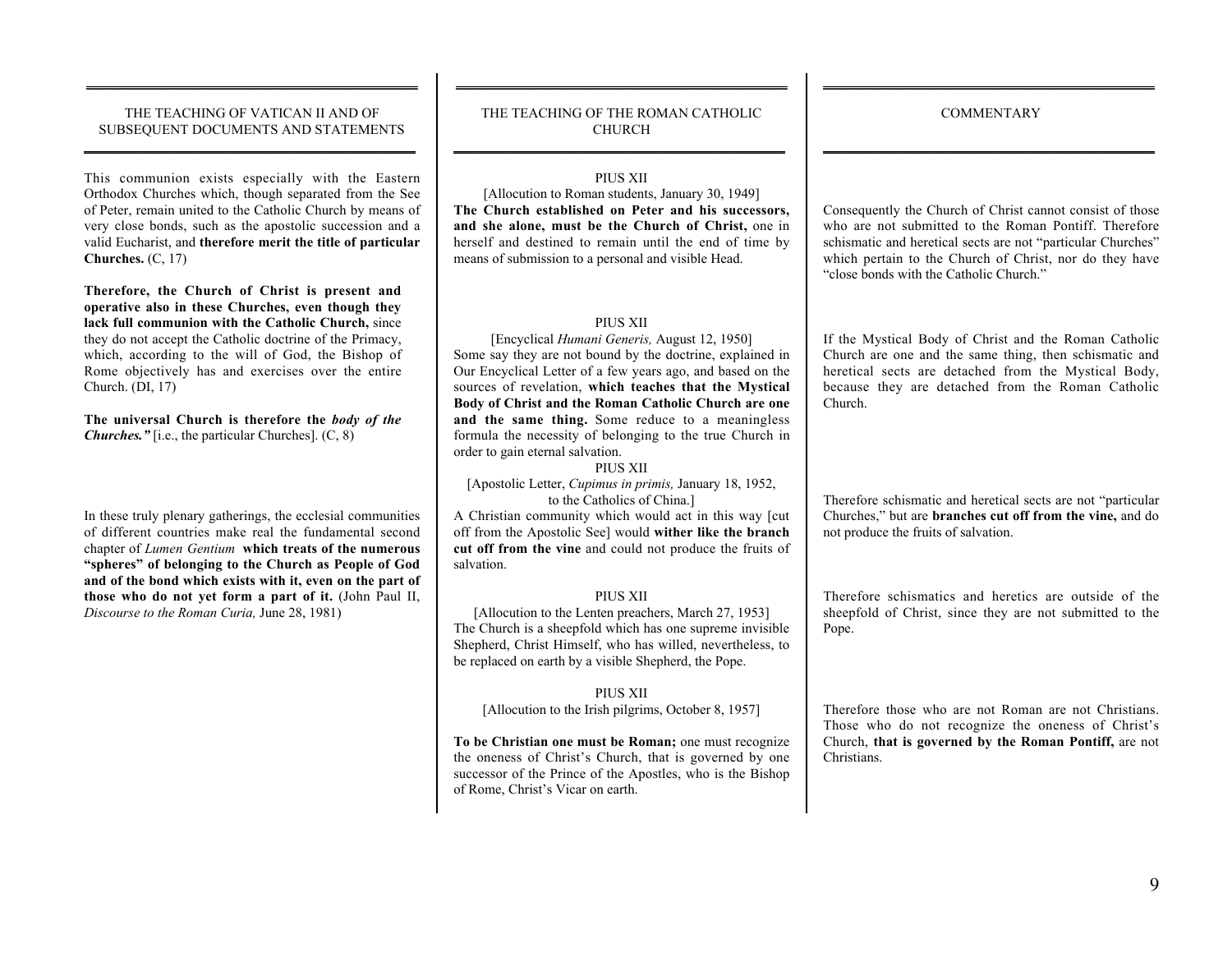| THE TEACHING OF VATICAN II AND OF SUBSEQUENT DOCUMENTS AND STATEMENTS | THE TEACHING OF THE ROMAN CATHOLIC CHURCH | COMMENTARY |
|---|---|---|
| This communion exists especially with the Eastern Orthodox Churches which, though separated from the See of Peter, remain united to the Catholic Church by means of very close bonds, such as the apostolic succession and a valid Eucharist, and **therefore merit the title of particular Churches.** (C, 17) | PIUS XII<br>[Allocution to Roman students, January 30, 1949]<br>**The Church established on Peter and his successors, and she alone, must be the Church of Christ,** one in herself and destined to remain until the end of time by means of submission to a personal and visible Head. | Consequently the Church of Christ cannot consist of those who are not submitted to the Roman Pontiff. Therefore schismatic and heretical sects are not "particular Churches" which pertain to the Church of Christ, nor do they have "close bonds with the Catholic Church." |
| **Therefore, the Church of Christ is present and operative also in these Churches, even though they lack full communion with the Catholic Church,** since they do not accept the Catholic doctrine of the Primacy, which, according to the will of God, the Bishop of Rome objectively has and exercises over the entire Church. (DI, 17)<br><br>**The universal Church is therefore the *body of the Churches.*"** [i.e., the particular Churches]. (C, 8) | PIUS XII<br>[Encyclical *Humani Generis,* August 12, 1950]<br>Some say they are not bound by the doctrine, explained in Our Encyclical Letter of a few years ago, and based on the sources of revelation, **which teaches that the Mystical Body of Christ and the Roman Catholic Church are one and the same thing.** Some reduce to a meaningless formula the necessity of belonging to the true Church in order to gain eternal salvation. | If the Mystical Body of Christ and the Roman Catholic Church are one and the same thing, then schismatic and heretical sects are detached from the Mystical Body, because they are detached from the Roman Catholic Church. |
| In these truly plenary gatherings, the ecclesial communities of different countries make real the fundamental second chapter of *Lumen Gentium* **which treats of the numerous "spheres" of belonging to the Church as People of God and of the bond which exists with it, even on the part of those who do not yet form a part of it.** (John Paul II, *Discourse to the Roman Curia,* June 28, 1981) | PIUS XII<br>[Apostolic Letter, *Cupimus in primis,* January 18, 1952, to the Catholics of China.]<br>A Christian community which would act in this way [cut off from the Apostolic See] would **wither like the branch cut off from the vine** and could not produce the fruits of salvation. | Therefore schismatic and heretical sects are not "particular Churches," but are **branches cut off from the vine,** and do not produce the fruits of salvation. |
| | PIUS XII<br>[Allocution to the Lenten preachers, March 27, 1953]<br>The Church is a sheepfold which has one supreme invisible Shepherd, Christ Himself, who has willed, nevertheless, to be replaced on earth by a visible Shepherd, the Pope. | Therefore schismatics and heretics are outside of the sheepfold of Christ, since they are not submitted to the Pope. |
| | PIUS XII<br>[Allocution to the Irish pilgrims, October 8, 1957]<br><br>**To be Christian one must be Roman;** one must recognize the oneness of Christ's Church, that is governed by one successor of the Prince of the Apostles, who is the Bishop of Rome, Christ's Vicar on earth. | Therefore those who are not Roman are not Christians. Those who do not recognize the oneness of Christ's Church, **that is governed by the Roman Pontiff,** are not Christians. |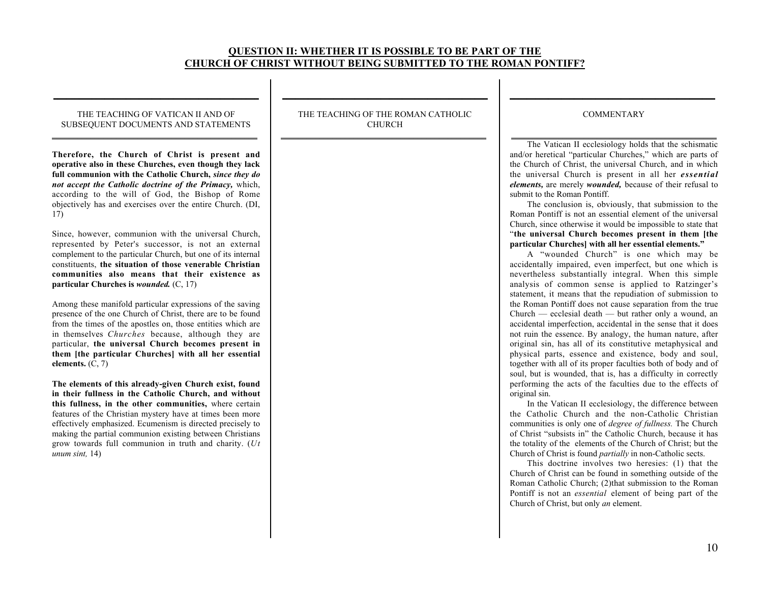## QUESTION II: WHETHER IT IS POSSIBLE TO BE PART OF THE CHURCH OF CHRIST WITHOUT BEING SUBMITTED TO THE ROMAN PONTIFF?

### THE TEACHING OF VATICAN II AND OF SUBSEQUENT DOCUMENTS AND STATEMENTS

**Therefore, the Church of Christ is present and operative also in these Churches, even though they lack full communion with the Catholic Church, *since they do not accept the Catholic doctrine of the Primacy,*** which, according to the will of God, the Bishop of Rome objectively has and exercises over the entire Church. (DI, 17)

Since, however, communion with the universal Church, represented by Peter's successor, is not an external complement to the particular Church, but one of its internal constituents, **the situation of those venerable Christian communities also means that their existence as particular Churches is *wounded.*** (C, 17)

Among these manifold particular expressions of the saving presence of the one Church of Christ, there are to be found from the times of the apostles on, those entities which are in themselves *Churches* because, although they are particular, **the universal Church becomes present in them [the particular Churches] with all her essential elements.** (C, 7)

**The elements of this already-given Church exist, found in their fullness in the Catholic Church, and without this fullness, in the other communities,** where certain features of the Christian mystery have at times been more effectively emphasized. Ecumenism is directed precisely to making the partial communion existing between Christians grow towards full communion in truth and charity. (*Ut unum sint,* 14)

### THE TEACHING OF THE ROMAN CATHOLIC CHURCH

### COMMENTARY

The Vatican II ecclesiology holds that the schismatic and/or heretical "particular Churches," which are parts of the Church of Christ, the universal Church, and in which the universal Church is present in all her ***essential elements,*** are merely ***wounded,*** because of their refusal to submit to the Roman Pontiff.

The conclusion is, obviously, that submission to the Roman Pontiff is not an essential element of the universal Church, since otherwise it would be impossible to state that "**the universal Church becomes present in them [the particular Churches] with all her essential elements.**"

A "wounded Church" is one which may be accidentally impaired, even imperfect, but one which is nevertheless substantially integral. When this simple analysis of common sense is applied to Ratzinger's statement, it means that the repudiation of submission to the Roman Pontiff does not cause separation from the true Church — ecclesial death — but rather only a wound, an accidental imperfection, accidental in the sense that it does not ruin the essence. By analogy, the human nature, after original sin, has all of its constitutive metaphysical and physical parts, essence and existence, body and soul, together with all of its proper faculties both of body and of soul, but is wounded, that is, has a difficulty in correctly performing the acts of the faculties due to the effects of original sin.

In the Vatican II ecclesiology, the difference between the Catholic Church and the non-Catholic Christian communities is only one of *degree of fullness.* The Church of Christ "subsists in" the Catholic Church, because it has the totality of the elements of the Church of Christ; but the Church of Christ is found *partially* in non-Catholic sects.

This doctrine involves two heresies: (1) that the Church of Christ can be found in something outside of the Roman Catholic Church; (2)that submission to the Roman Pontiff is not an *essential* element of being part of the Church of Christ, but only *an* element.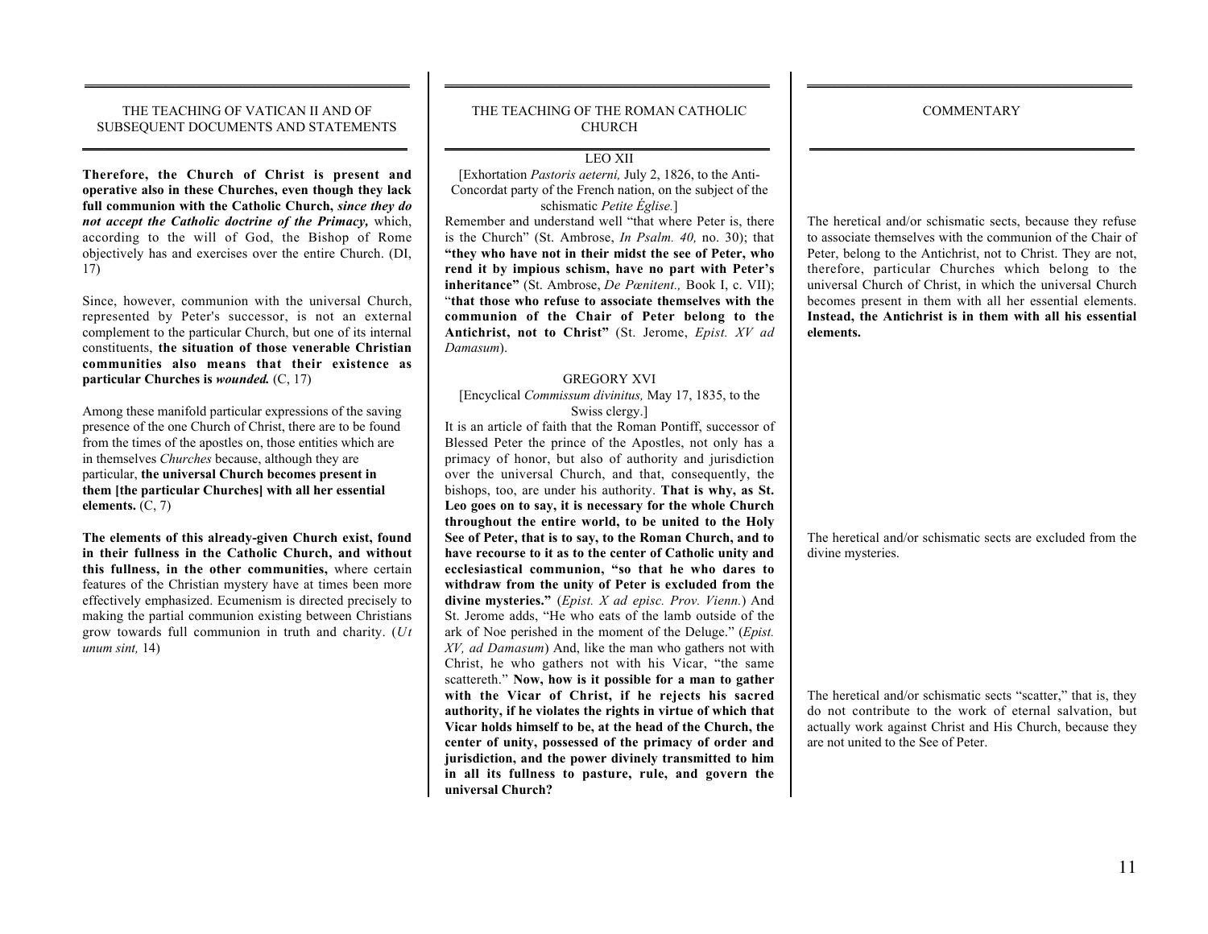### THE TEACHING OF VATICAN II AND OF SUBSEQUENT DOCUMENTS AND STATEMENTS

**Therefore, the Church of Christ is present and operative also in these Churches, even though they lack full communion with the Catholic Church,** ***since they do not accept the Catholic doctrine of the Primacy,*** which, according to the will of God, the Bishop of Rome objectively has and exercises over the entire Church. (DI, 17)

Since, however, communion with the universal Church, represented by Peter's successor, is not an external complement to the particular Church, but one of its internal constituents, **the situation of those venerable Christian communities also means that their existence as particular Churches is** ***wounded.*** (C, 17)

Among these manifold particular expressions of the saving presence of the one Church of Christ, there are to be found from the times of the apostles on, those entities which are in themselves *Churches* because, although they are particular, **the universal Church becomes present in them [the particular Churches] with all her essential elements.** (C, 7)

**The elements of this already-given Church exist, found in their fullness in the Catholic Church, and without this fullness, in the other communities,** where certain features of the Christian mystery have at times been more effectively emphasized. Ecumenism is directed precisely to making the partial communion existing between Christians grow towards full communion in truth and charity. (*Ut unum sint,* 14)

### THE TEACHING OF THE ROMAN CATHOLIC CHURCH

LEO XII

[Exhortation *Pastoris aeterni,* July 2, 1826, to the Anti-Concordat party of the French nation, on the subject of the schismatic *Petite Église.*]

Remember and understand well "that where Peter is, there is the Church" (St. Ambrose, *In Psalm. 40,* no. 30); that **"they who have not in their midst the see of Peter, who rend it by impious schism, have no part with Peter's inheritance"** (St. Ambrose, *De Pœnitent.,* Book I, c. VII); "**that those who refuse to associate themselves with the communion of the Chair of Peter belong to the Antichrist, not to Christ"** (St. Jerome, *Epist. XV ad Damasum*).

GREGORY XVI

[Encyclical *Commissum divinitus,* May 17, 1835, to the Swiss clergy.]

It is an article of faith that the Roman Pontiff, successor of Blessed Peter the prince of the Apostles, not only has a primacy of honor, but also of authority and jurisdiction over the universal Church, and that, consequently, the bishops, too, are under his authority. **That is why, as St. Leo goes on to say, it is necessary for the whole Church throughout the entire world, to be united to the Holy See of Peter, that is to say, to the Roman Church, and to have recourse to it as to the center of Catholic unity and ecclesiastical communion, "so that he who dares to withdraw from the unity of Peter is excluded from the divine mysteries."** (*Epist. X ad episc. Prov. Vienn.*) And St. Jerome adds, "He who eats of the lamb outside of the ark of Noe perished in the moment of the Deluge." (*Epist. XV, ad Damasum*) And, like the man who gathers not with Christ, he who gathers not with his Vicar, "the same scattereth." **Now, how is it possible for a man to gather with the Vicar of Christ, if he rejects his sacred authority, if he violates the rights in virtue of which that Vicar holds himself to be, at the head of the Church, the center of unity, possessed of the primacy of order and jurisdiction, and the power divinely transmitted to him in all its fullness to pasture, rule, and govern the universal Church?**

### COMMENTARY

The heretical and/or schismatic sects, because they refuse to associate themselves with the communion of the Chair of Peter, belong to the Antichrist, not to Christ. They are not, therefore, particular Churches which belong to the universal Church of Christ, in which the universal Church becomes present in them with all her essential elements. **Instead, the Antichrist is in them with all his essential elements.**

The heretical and/or schismatic sects are excluded from the divine mysteries.

The heretical and/or schismatic sects "scatter," that is, they do not contribute to the work of eternal salvation, but actually work against Christ and His Church, because they are not united to the See of Peter.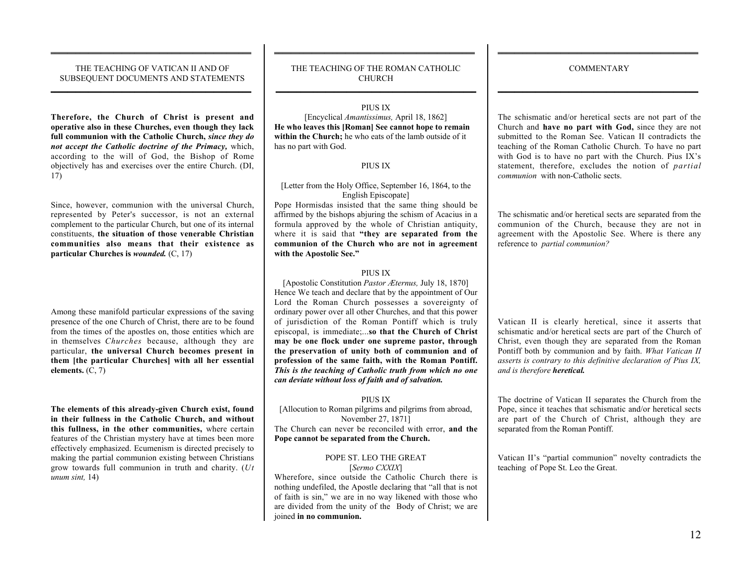| THE TEACHING OF VATICAN II AND OF SUBSEQUENT DOCUMENTS AND STATEMENTS | THE TEACHING OF THE ROMAN CATHOLIC CHURCH | COMMENTARY |
|---|---|---|
| **Therefore, the Church of Christ is present and operative also in these Churches, even though they lack full communion with the Catholic Church, *since they do not accept the Catholic doctrine of the Primacy,*** which, according to the will of God, the Bishop of Rome objectively has and exercises over the entire Church. (DI, 17) | PIUS IX<br>[Encyclical *Amantissimus,* April 18, 1862]<br>**He who leaves this [Roman] See cannot hope to remain within the Church;** he who eats of the lamb outside of it has no part with God. | The schismatic and/or heretical sects are not part of the Church and **have no part with God,** since they are not submitted to the Roman See. Vatican II contradicts the teaching of the Roman Catholic Church. To have no part with God is to have no part with the Church. Pius IX's statement, therefore, excludes the notion of *partial communion* with non-Catholic sects. |
| Since, however, communion with the universal Church, represented by Peter's successor, is not an external complement to the particular Church, but one of its internal constituents, **the situation of those venerable Christian communities also means that their existence as particular Churches is *wounded.*** (C, 17) | PIUS IX<br>[Letter from the Holy Office, September 16, 1864, to the English Episcopate]<br>Pope Hormisdas insisted that the same thing should be affirmed by the bishops abjuring the schism of Acacius in a formula approved by the whole of Christian antiquity, where it is said that **"they are separated from the communion of the Church who are not in agreement with the Apostolic See."** | The schismatic and/or heretical sects are separated from the communion of the Church, because they are not in agreement with the Apostolic See. Where is there any reference to *partial communion?* |
| Among these manifold particular expressions of the saving presence of the one Church of Christ, there are to be found from the times of the apostles on, those entities which are in themselves *Churches* because, although they are particular, **the universal Church becomes present in them [the particular Churches] with all her essential elements.** (C, 7) | PIUS IX<br>[Apostolic Constitution *Pastor Æternus,* July 18, 1870]<br>Hence We teach and declare that by the appointment of Our Lord the Roman Church possesses a sovereignty of ordinary power over all other Churches, and that this power of jurisdiction of the Roman Pontiff which is truly episcopal, is immediate;...**so that the Church of Christ may be one flock under one supreme pastor, through the preservation of unity both of communion and of profession of the same faith, with the Roman Pontiff. *This is the teaching of Catholic truth from which no one can deviate without loss of faith and of salvation.*** | Vatican II is clearly heretical, since it asserts that schismatic and/or heretical sects are part of the Church of Christ, even though they are separated from the Roman Pontiff both by communion and by faith. *What Vatican II asserts is contrary to this definitive declaration of Pius IX, and is therefore **heretical.*** |
| **The elements of this already-given Church exist, found in their fullness in the Catholic Church, and without this fullness, in the other communities,** where certain features of the Christian mystery have at times been more effectively emphasized. Ecumenism is directed precisely to making the partial communion existing between Christians grow towards full communion in truth and charity. (*Ut unum sint,* 14) | PIUS IX<br>[Allocution to Roman pilgrims and pilgrims from abroad, November 27, 1871]<br>The Church can never be reconciled with error, **and the Pope cannot be separated from the Church.** | The doctrine of Vatican II separates the Church from the Pope, since it teaches that schismatic and/or heretical sects are part of the Church of Christ, although they are separated from the Roman Pontiff. |
| | POPE ST. LEO THE GREAT<br>[*Sermo CXXIX*]<br>Wherefore, since outside the Catholic Church there is nothing undefiled, the Apostle declaring that "all that is not of faith is sin," we are in no way likened with those who are divided from the unity of the Body of Christ; we are joined **in no communion.** | Vatican II's "partial communion" novelty contradicts the teaching of Pope St. Leo the Great. |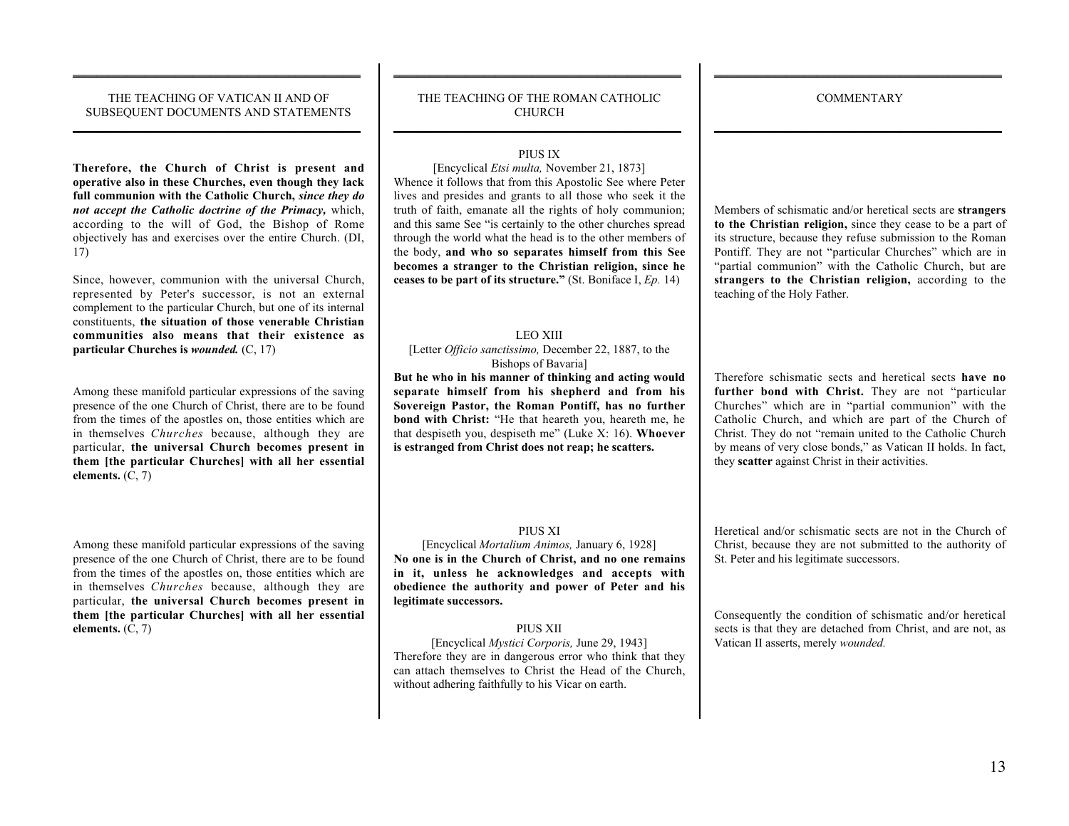| THE TEACHING OF VATICAN II AND OF SUBSEQUENT DOCUMENTS AND STATEMENTS | THE TEACHING OF THE ROMAN CATHOLIC CHURCH | COMMENTARY |
|---|---|---|
| **Therefore, the Church of Christ is present and operative also in these Churches, even though they lack full communion with the Catholic Church,** ***since they do not accept the Catholic doctrine of the Primacy,*** which, according to the will of God, the Bishop of Rome objectively has and exercises over the entire Church. (DI, 17) | PIUS IX<br>[Encyclical *Etsi multa,* November 21, 1873]<br>Whence it follows that from this Apostolic See where Peter lives and presides and grants to all those who seek it the truth of faith, emanate all the rights of holy communion; and this same See "is certainly to the other churches spread through the world what the head is to the other members of the body, **and who so separates himself from this See becomes a stranger to the Christian religion, since he ceases to be part of its structure."** (St. Boniface I, *Ep.* 14) | Members of schismatic and/or heretical sects are **strangers to the Christian religion,** since they cease to be a part of its structure, because they refuse submission to the Roman Pontiff. They are not "particular Churches" which are in "partial communion" with the Catholic Church, but are **strangers to the Christian religion,** according to the teaching of the Holy Father. |
| Since, however, communion with the universal Church, represented by Peter's successor, is not an external complement to the particular Church, but one of its internal constituents, **the situation of those venerable Christian communities also means that their existence as particular Churches is** ***wounded.*** (C, 17) | LEO XIII<br>[Letter *Officio sanctissimo,* December 22, 1887, to the Bishops of Bavaria]<br>**But he who in his manner of thinking and acting would separate himself from his shepherd and from his Sovereign Pastor, the Roman Pontiff, has no further bond with Christ:** "He that heareth you, heareth me, he that despiseth you, despiseth me" (Luke X: 16). **Whoever is estranged from Christ does not reap; he scatters.** | Therefore schismatic sects and heretical sects **have no further bond with Christ.** They are not "particular Churches" which are in "partial communion" with the Catholic Church, and which are part of the Church of Christ. They do not "remain united to the Catholic Church by means of very close bonds," as Vatican II holds. In fact, they **scatter** against Christ in their activities. |
| Among these manifold particular expressions of the saving presence of the one Church of Christ, there are to be found from the times of the apostles on, those entities which are in themselves *Churches* because, although they are particular, **the universal Church becomes present in them [the particular Churches] with all her essential elements.** (C, 7) | | |
| Among these manifold particular expressions of the saving presence of the one Church of Christ, there are to be found from the times of the apostles on, those entities which are in themselves *Churches* because, although they are particular, **the universal Church becomes present in them [the particular Churches] with all her essential elements.** (C, 7) | PIUS XI<br>[Encyclical *Mortalium Animos,* January 6, 1928]<br>**No one is in the Church of Christ, and no one remains in it, unless he acknowledges and accepts with obedience the authority and power of Peter and his legitimate successors.**<br><br>PIUS XII<br>[Encyclical *Mystici Corporis,* June 29, 1943]<br>Therefore they are in dangerous error who think that they can attach themselves to Christ the Head of the Church, without adhering faithfully to his Vicar on earth. | Heretical and/or schismatic sects are not in the Church of Christ, because they are not submitted to the authority of St. Peter and his legitimate successors.<br><br>Consequently the condition of schismatic and/or heretical sects is that they are detached from Christ, and are not, as Vatican II asserts, merely *wounded.* |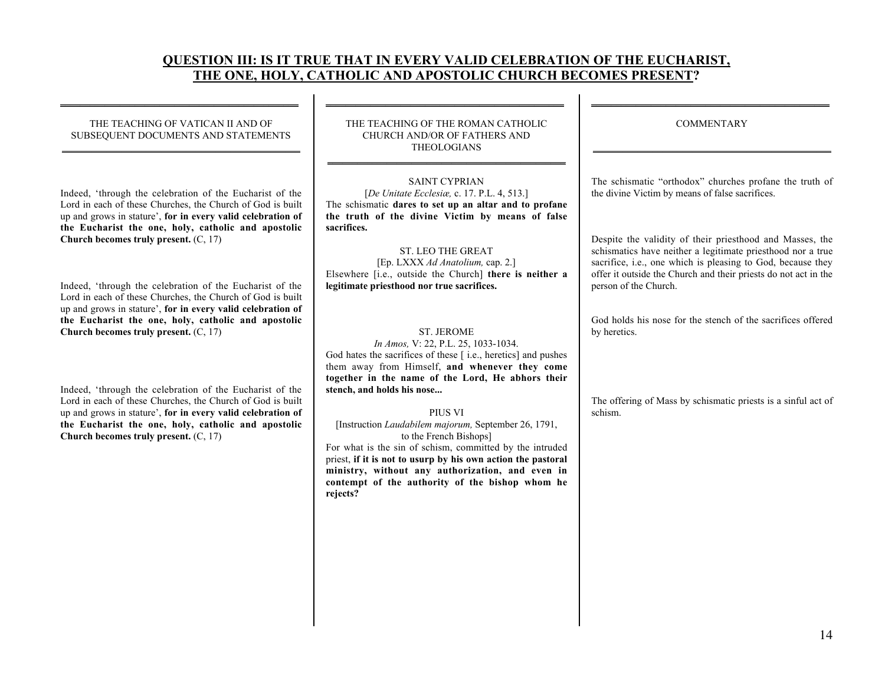## QUESTION III: IS IT TRUE THAT IN EVERY VALID CELEBRATION OF THE EUCHARIST, THE ONE, HOLY, CATHOLIC AND APOSTOLIC CHURCH BECOMES PRESENT?

| THE TEACHING OF VATICAN II AND OF SUBSEQUENT DOCUMENTS AND STATEMENTS | THE TEACHING OF THE ROMAN CATHOLIC CHURCH AND/OR OF FATHERS AND THEOLOGIANS | COMMENTARY |
|---|---|---|
| Indeed, 'through the celebration of the Eucharist of the Lord in each of these Churches, the Church of God is built up and grows in stature', **for in every valid celebration of the Eucharist the one, holy, catholic and apostolic Church becomes truly present.** (C, 17) | SAINT CYPRIAN<br>[*De Unitate Ecclesiæ,* c. 17. P.L. 4, 513.]<br>The schismatic **dares to set up an altar and to profane the truth of the divine Victim by means of false sacrifices.** | The schismatic "orthodox" churches profane the truth of the divine Victim by means of false sacrifices. |
| Indeed, 'through the celebration of the Eucharist of the Lord in each of these Churches, the Church of God is built up and grows in stature', **for in every valid celebration of the Eucharist the one, holy, catholic and apostolic Church becomes truly present.** (C, 17) | ST. LEO THE GREAT<br>[Ep. LXXX *Ad Anatolium,* cap. 2.]<br>Elsewhere [i.e., outside the Church] **there is neither a legitimate priesthood nor true sacrifices.** | Despite the validity of their priesthood and Masses, the schismatics have neither a legitimate priesthood nor a true sacrifice, i.e., one which is pleasing to God, because they offer it outside the Church and their priests do not act in the person of the Church. |
| | ST. JEROME<br>*In Amos,* V: 22, P.L. 25, 1033-1034.<br>God hates the sacrifices of these [ i.e., heretics] and pushes them away from Himself, **and whenever they come together in the name of the Lord, He abhors their stench, and holds his nose...** | God holds his nose for the stench of the sacrifices offered by heretics. |
| Indeed, 'through the celebration of the Eucharist of the Lord in each of these Churches, the Church of God is built up and grows in stature', **for in every valid celebration of the Eucharist the one, holy, catholic and apostolic Church becomes truly present.** (C, 17) | PIUS VI<br>[Instruction *Laudabilem majorum,* September 26, 1791, to the French Bishops]<br>For what is the sin of schism, committed by the intruded priest, **if it is not to usurp by his own action the pastoral ministry, without any authorization, and even in contempt of the authority of the bishop whom he rejects?** | The offering of Mass by schismatic priests is a sinful act of schism. |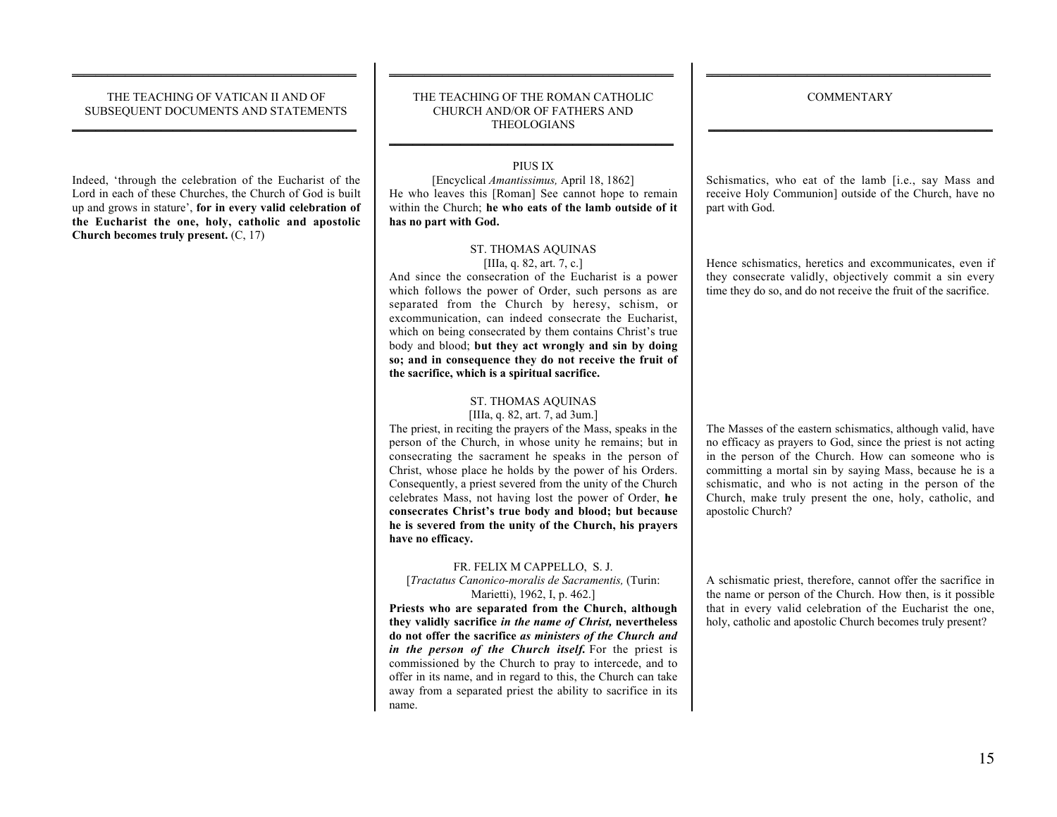| THE TEACHING OF VATICAN II AND OF SUBSEQUENT DOCUMENTS AND STATEMENTS | THE TEACHING OF THE ROMAN CATHOLIC CHURCH AND/OR OF FATHERS AND THEOLOGIANS | COMMENTARY |
|---|---|---|
| Indeed, 'through the celebration of the Eucharist of the Lord in each of these Churches, the Church of God is built up and grows in stature', **for in every valid celebration of the Eucharist the one, holy, catholic and apostolic Church becomes truly present.** (C, 17) | PIUS IX<br>[Encyclical *Amantissimus,* April 18, 1862]<br>He who leaves this [Roman] See cannot hope to remain within the Church; **he who eats of the lamb outside of it has no part with God.** | Schismatics, who eat of the lamb [i.e., say Mass and receive Holy Communion] outside of the Church, have no part with God. |
| | ST. THOMAS AQUINAS<br>[IIIa, q. 82, art. 7, c.]<br>And since the consecration of the Eucharist is a power which follows the power of Order, such persons as are separated from the Church by heresy, schism, or excommunication, can indeed consecrate the Eucharist, which on being consecrated by them contains Christ's true body and blood; **but they act wrongly and sin by doing so; and in consequence they do not receive the fruit of the sacrifice, which is a spiritual sacrifice.** | Hence schismatics, heretics and excommunicates, even if they consecrate validly, objectively commit a sin every time they do so, and do not receive the fruit of the sacrifice. |
| | ST. THOMAS AQUINAS<br>[IIIa, q. 82, art. 7, ad 3um.]<br>The priest, in reciting the prayers of the Mass, speaks in the person of the Church, in whose unity he remains; but in consecrating the sacrament he speaks in the person of Christ, whose place he holds by the power of his Orders. Consequently, a priest severed from the unity of the Church celebrates Mass, not having lost the power of Order, **he consecrates Christ's true body and blood; but because he is severed from the unity of the Church, his prayers have no efficacy.** | The Masses of the eastern schismatics, although valid, have no efficacy as prayers to God, since the priest is not acting in the person of the Church. How can someone who is committing a mortal sin by saying Mass, because he is a schismatic, and who is not acting in the person of the Church, make truly present the one, holy, catholic, and apostolic Church? |
| | FR. FELIX M CAPPELLO, S. J.<br>[*Tractatus Canonico-moralis de Sacramentis,* (Turin: Marietti), 1962, I, p. 462.]<br>**Priests who are separated from the Church, although they validly sacrifice *in the name of Christ,* nevertheless do not offer the sacrifice *as ministers of the Church and in the person of the Church itself.*** For the priest is commissioned by the Church to pray to intercede, and to offer in its name, and in regard to this, the Church can take away from a separated priest the ability to sacrifice in its name. | A schismatic priest, therefore, cannot offer the sacrifice in the name or person of the Church. How then, is it possible that in every valid celebration of the Eucharist the one, holy, catholic and apostolic Church becomes truly present? |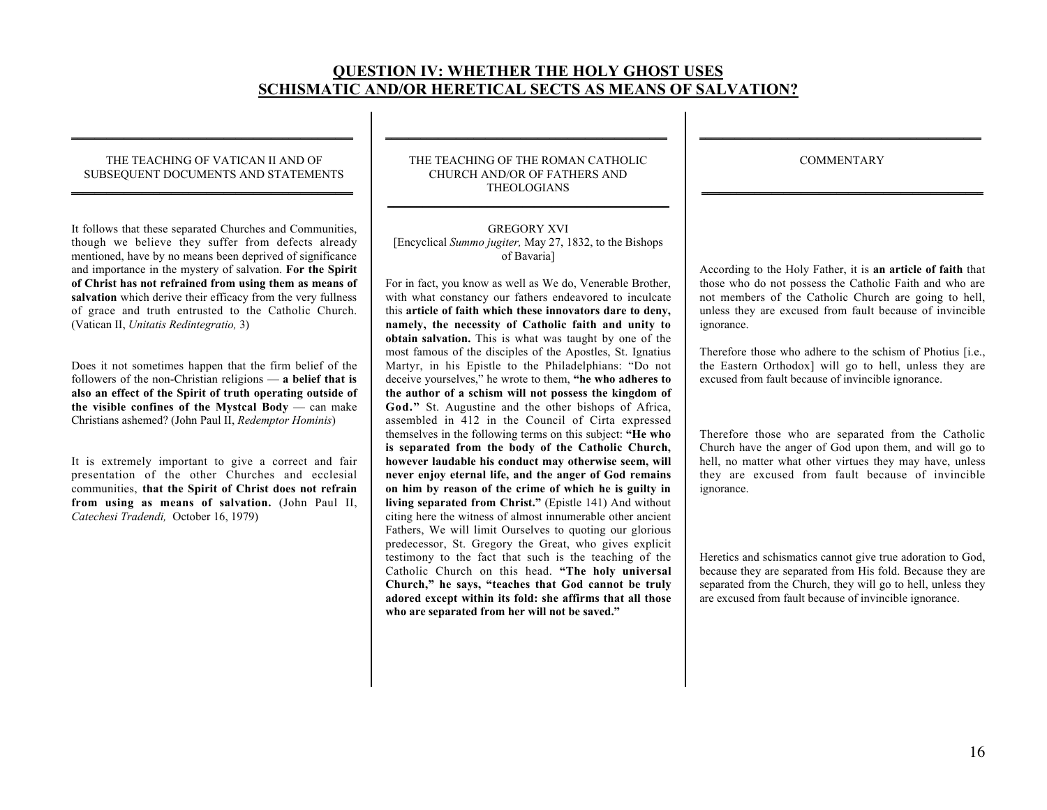## QUESTION IV: WHETHER THE HOLY GHOST USES SCHISMATIC AND/OR HERETICAL SECTS AS MEANS OF SALVATION?

### THE TEACHING OF VATICAN II AND OF SUBSEQUENT DOCUMENTS AND STATEMENTS

It follows that these separated Churches and Communities, though we believe they suffer from defects already mentioned, have by no means been deprived of significance and importance in the mystery of salvation. **For the Spirit of Christ has not refrained from using them as means of salvation** which derive their efficacy from the very fullness of grace and truth entrusted to the Catholic Church. (Vatican II, *Unitatis Redintegratio,* 3)

Does it not sometimes happen that the firm belief of the followers of the non-Christian religions — **a belief that is also an effect of the Spirit of truth operating outside of the visible confines of the Mystcal Body** — can make Christians ashemed? (John Paul II, *Redemptor Hominis*)

It is extremely important to give a correct and fair presentation of the other Churches and ecclesial communities, **that the Spirit of Christ does not refrain from using as means of salvation.** (John Paul II, *Catechesi Tradendi,* October 16, 1979)

### THE TEACHING OF THE ROMAN CATHOLIC CHURCH AND/OR OF FATHERS AND THEOLOGIANS

GREGORY XVI
[Encyclical *Summo jugiter,* May 27, 1832, to the Bishops of Bavaria]

For in fact, you know as well as We do, Venerable Brother, with what constancy our fathers endeavored to inculcate this **article of faith which these innovators dare to deny, namely, the necessity of Catholic faith and unity to obtain salvation.** This is what was taught by one of the most famous of the disciples of the Apostles, St. Ignatius Martyr, in his Epistle to the Philadelphians: "Do not deceive yourselves," he wrote to them, **"he who adheres to the author of a schism will not possess the kingdom of God."** St. Augustine and the other bishops of Africa, assembled in 412 in the Council of Cirta expressed themselves in the following terms on this subject: **"He who is separated from the body of the Catholic Church, however laudable his conduct may otherwise seem, will never enjoy eternal life, and the anger of God remains on him by reason of the crime of which he is guilty in living separated from Christ."** (Epistle 141) And without citing here the witness of almost innumerable other ancient Fathers, We will limit Ourselves to quoting our glorious predecessor, St. Gregory the Great, who gives explicit testimony to the fact that such is the teaching of the Catholic Church on this head. **"The holy universal Church," he says, "teaches that God cannot be truly adored except within its fold: she affirms that all those who are separated from her will not be saved."**

### COMMENTARY

According to the Holy Father, it is **an article of faith** that those who do not possess the Catholic Faith and who are not members of the Catholic Church are going to hell, unless they are excused from fault because of invincible ignorance.

Therefore those who adhere to the schism of Photius [i.e., the Eastern Orthodox] will go to hell, unless they are excused from fault because of invincible ignorance.

Therefore those who are separated from the Catholic Church have the anger of God upon them, and will go to hell, no matter what other virtues they may have, unless they are excused from fault because of invincible ignorance.

Heretics and schismatics cannot give true adoration to God, because they are separated from His fold. Because they are separated from the Church, they will go to hell, unless they are excused from fault because of invincible ignorance.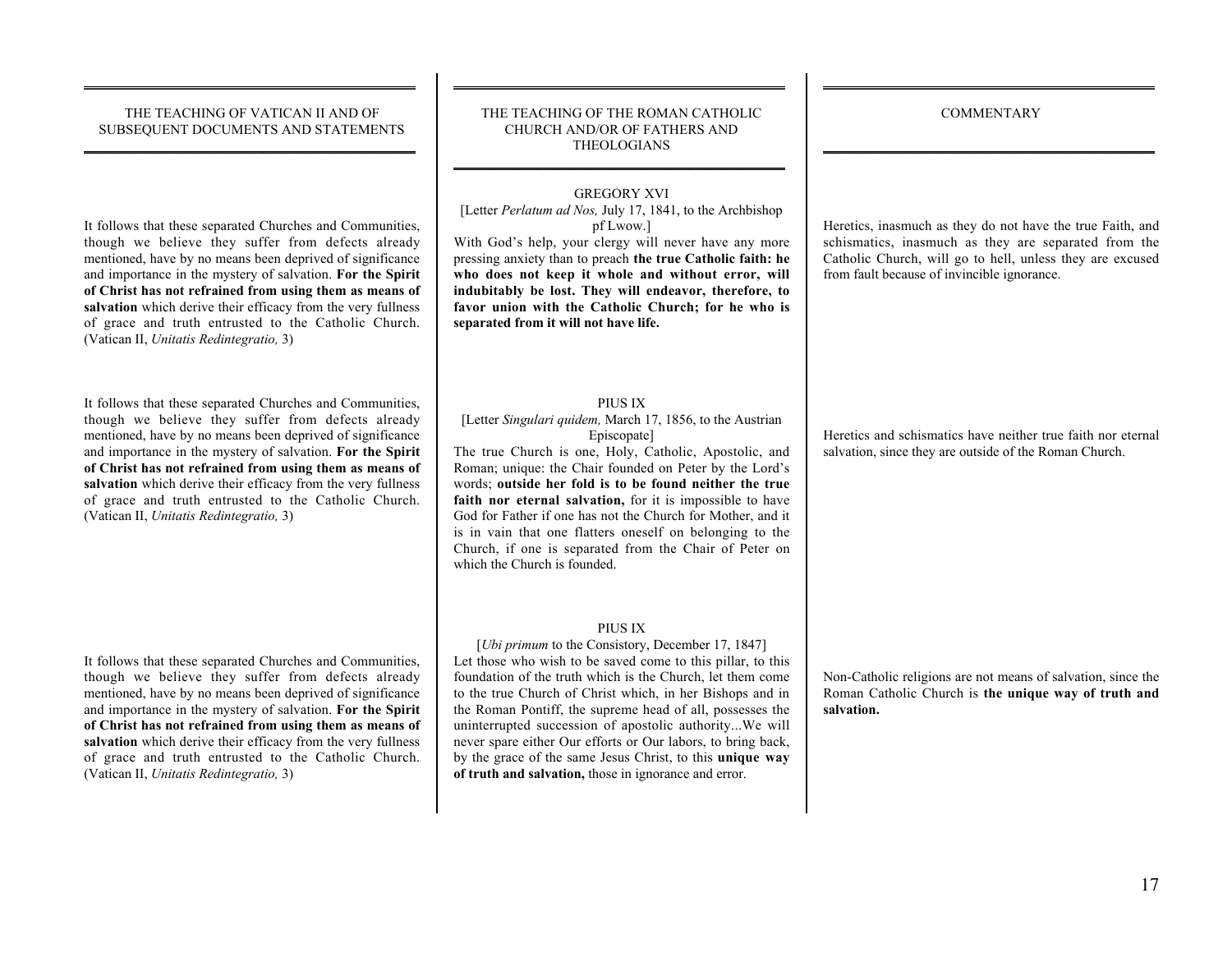| THE TEACHING OF VATICAN II AND OF SUBSEQUENT DOCUMENTS AND STATEMENTS | THE TEACHING OF THE ROMAN CATHOLIC CHURCH AND/OR OF FATHERS AND THEOLOGIANS | COMMENTARY |
|---|---|---|
| It follows that these separated Churches and Communities, though we believe they suffer from defects already mentioned, have by no means been deprived of significance and importance in the mystery of salvation. **For the Spirit of Christ has not refrained from using them as means of salvation** which derive their efficacy from the very fullness of grace and truth entrusted to the Catholic Church. (Vatican II, *Unitatis Redintegratio,* 3) | GREGORY XVI<br>[Letter *Perlatum ad Nos,* July 17, 1841, to the Archbishop pf Lwow.]<br>With God's help, your clergy will never have any more pressing anxiety than to preach **the true Catholic faith: he who does not keep it whole and without error, will indubitably be lost. They will endeavor, therefore, to favor union with the Catholic Church; for he who is separated from it will not have life.** | Heretics, inasmuch as they do not have the true Faith, and schismatics, inasmuch as they are separated from the Catholic Church, will go to hell, unless they are excused from fault because of invincible ignorance. |
| It follows that these separated Churches and Communities, though we believe they suffer from defects already mentioned, have by no means been deprived of significance and importance in the mystery of salvation. **For the Spirit of Christ has not refrained from using them as means of salvation** which derive their efficacy from the very fullness of grace and truth entrusted to the Catholic Church. (Vatican II, *Unitatis Redintegratio,* 3) | PIUS IX<br>[Letter *Singulari quidem,* March 17, 1856, to the Austrian Episcopate]<br>The true Church is one, Holy, Catholic, Apostolic, and Roman; unique: the Chair founded on Peter by the Lord's words; **outside her fold is to be found neither the true faith nor eternal salvation,** for it is impossible to have God for Father if one has not the Church for Mother, and it is in vain that one flatters oneself on belonging to the Church, if one is separated from the Chair of Peter on which the Church is founded. | Heretics and schismatics have neither true faith nor eternal salvation, since they are outside of the Roman Church. |
| It follows that these separated Churches and Communities, though we believe they suffer from defects already mentioned, have by no means been deprived of significance and importance in the mystery of salvation. **For the Spirit of Christ has not refrained from using them as means of salvation** which derive their efficacy from the very fullness of grace and truth entrusted to the Catholic Church. (Vatican II, *Unitatis Redintegratio,* 3) | PIUS IX<br>[*Ubi primum* to the Consistory, December 17, 1847]<br>Let those who wish to be saved come to this pillar, to this foundation of the truth which is the Church, let them come to the true Church of Christ which, in her Bishops and in the Roman Pontiff, the supreme head of all, possesses the uninterrupted succession of apostolic authority...We will never spare either Our efforts or Our labors, to bring back, by the grace of the same Jesus Christ, to this **unique way of truth and salvation,** those in ignorance and error. | Non-Catholic religions are not means of salvation, since the Roman Catholic Church is **the unique way of truth and salvation.** |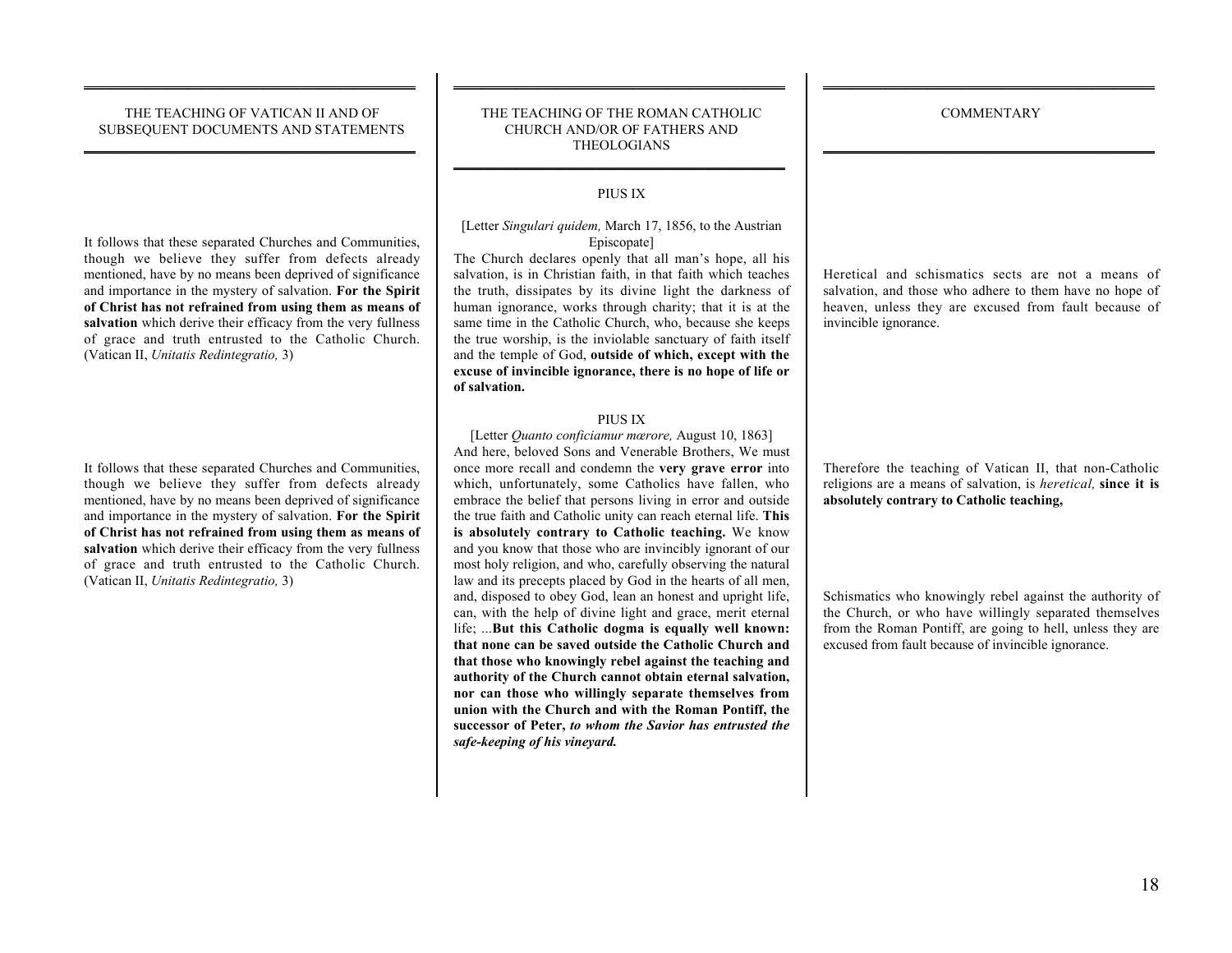| THE TEACHING OF VATICAN II AND OF SUBSEQUENT DOCUMENTS AND STATEMENTS | THE TEACHING OF THE ROMAN CATHOLIC CHURCH AND/OR OF FATHERS AND THEOLOGIANS | COMMENTARY |
|---|---|---|
| It follows that these separated Churches and Communities, though we believe they suffer from defects already mentioned, have by no means been deprived of significance and importance in the mystery of salvation. **For the Spirit of Christ has not refrained from using them as means of salvation** which derive their efficacy from the very fullness of grace and truth entrusted to the Catholic Church. (Vatican II, *Unitatis Redintegratio,* 3) | PIUS IX<br><br>[Letter *Singulari quidem,* March 17, 1856, to the Austrian Episcopate]<br>The Church declares openly that all man's hope, all his salvation, is in Christian faith, in that faith which teaches the truth, dissipates by its divine light the darkness of human ignorance, works through charity; that it is at the same time in the Catholic Church, who, because she keeps the true worship, is the inviolable sanctuary of faith itself and the temple of God, **outside of which, except with the excuse of invincible ignorance, there is no hope of life or of salvation.** | Heretical and schismatics sects are not a means of salvation, and those who adhere to them have no hope of heaven, unless they are excused from fault because of invincible ignorance. |
| It follows that these separated Churches and Communities, though we believe they suffer from defects already mentioned, have by no means been deprived of significance and importance in the mystery of salvation. **For the Spirit of Christ has not refrained from using them as means of salvation** which derive their efficacy from the very fullness of grace and truth entrusted to the Catholic Church. (Vatican II, *Unitatis Redintegratio,* 3) | PIUS IX<br><br>[Letter *Quanto conficiamur mœrore,* August 10, 1863]<br>And here, beloved Sons and Venerable Brothers, We must once more recall and condemn the **very grave error** into which, unfortunately, some Catholics have fallen, who embrace the belief that persons living in error and outside the true faith and Catholic unity can reach eternal life. **This is absolutely contrary to Catholic teaching.** We know and you know that those who are invincibly ignorant of our most holy religion, and who, carefully observing the natural law and its precepts placed by God in the hearts of all men, and, disposed to obey God, lean an honest and upright life, can, with the help of divine light and grace, merit eternal life; ...**But this Catholic dogma is equally well known: that none can be saved outside the Catholic Church and that those who knowingly rebel against the teaching and authority of the Church cannot obtain eternal salvation, nor can those who willingly separate themselves from union with the Church and with the Roman Pontiff, the successor of Peter,** ***to whom the Savior has entrusted the safe-keeping of his vineyard.*** | Therefore the teaching of Vatican II, that non-Catholic religions are a means of salvation, is *heretical,* **since it is absolutely contrary to Catholic teaching,**<br><br>Schismatics who knowingly rebel against the authority of the Church, or who have willingly separated themselves from the Roman Pontiff, are going to hell, unless they are excused from fault because of invincible ignorance. |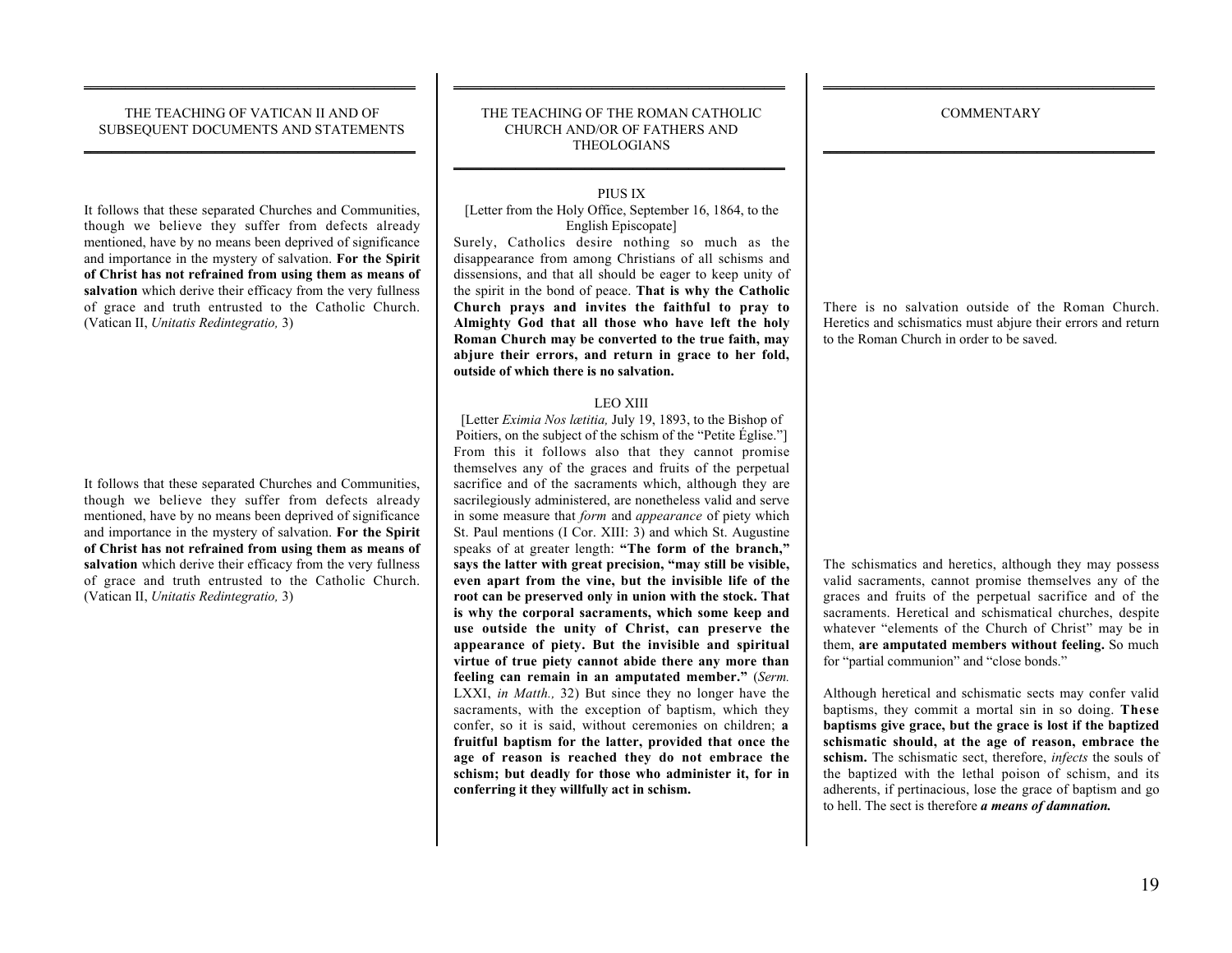| THE TEACHING OF VATICAN II AND OF SUBSEQUENT DOCUMENTS AND STATEMENTS | THE TEACHING OF THE ROMAN CATHOLIC CHURCH AND/OR OF FATHERS AND THEOLOGIANS | COMMENTARY |
|---|---|---|
| It follows that these separated Churches and Communities, though we believe they suffer from defects already mentioned, have by no means been deprived of significance and importance in the mystery of salvation. **For the Spirit of Christ has not refrained from using them as means of salvation** which derive their efficacy from the very fullness of grace and truth entrusted to the Catholic Church. (Vatican II, *Unitatis Redintegratio,* 3) | PIUS IX<br>[Letter from the Holy Office, September 16, 1864, to the English Episcopate]<br>Surely, Catholics desire nothing so much as the disappearance from among Christians of all schisms and dissensions, and that all should be eager to keep unity of the spirit in the bond of peace. **That is why the Catholic Church prays and invites the faithful to pray to Almighty God that all those who have left the holy Roman Church may be converted to the true faith, may abjure their errors, and return in grace to her fold, outside of which there is no salvation.** | There is no salvation outside of the Roman Church. Heretics and schismatics must abjure their errors and return to the Roman Church in order to be saved. |
| It follows that these separated Churches and Communities, though we believe they suffer from defects already mentioned, have by no means been deprived of significance and importance in the mystery of salvation. **For the Spirit of Christ has not refrained from using them as means of salvation** which derive their efficacy from the very fullness of grace and truth entrusted to the Catholic Church. (Vatican II, *Unitatis Redintegratio,* 3) | LEO XIII<br>[Letter *Eximia Nos lætitia,* July 19, 1893, to the Bishop of Poitiers, on the subject of the schism of the "Petite Église."]<br>From this it follows also that they cannot promise themselves any of the graces and fruits of the perpetual sacrifice and of the sacraments which, although they are sacrilegiously administered, are nonetheless valid and serve in some measure that *form* and *appearance* of piety which St. Paul mentions (I Cor. XIII: 3) and which St. Augustine speaks of at greater length: **"The form of the branch," says the latter with great precision, "may still be visible, even apart from the vine, but the invisible life of the root can be preserved only in union with the stock. That is why the corporal sacraments, which some keep and use outside the unity of Christ, can preserve the appearance of piety. But the invisible and spiritual virtue of true piety cannot abide there any more than feeling can remain in an amputated member."** (*Serm.* LXXI, *in Matth.,* 32) But since they no longer have the sacraments, with the exception of baptism, which they confer, so it is said, without ceremonies on children; **a fruitful baptism for the latter, provided that once the age of reason is reached they do not embrace the schism; but deadly for those who administer it, for in conferring it they willfully act in schism.** | The schismatics and heretics, although they may possess valid sacraments, cannot promise themselves any of the graces and fruits of the perpetual sacrifice and of the sacraments. Heretical and schismatical churches, despite whatever "elements of the Church of Christ" may be in them, **are amputated members without feeling.** So much for "partial communion" and "close bonds."<br><br>Although heretical and schismatic sects may confer valid baptisms, they commit a mortal sin in so doing. **These baptisms give grace, but the grace is lost if the baptized schismatic should, at the age of reason, embrace the schism.** The schismatic sect, therefore, *infects* the souls of the baptized with the lethal poison of schism, and its adherents, if pertinacious, lose the grace of baptism and go to hell. The sect is therefore ***a means of damnation.*** |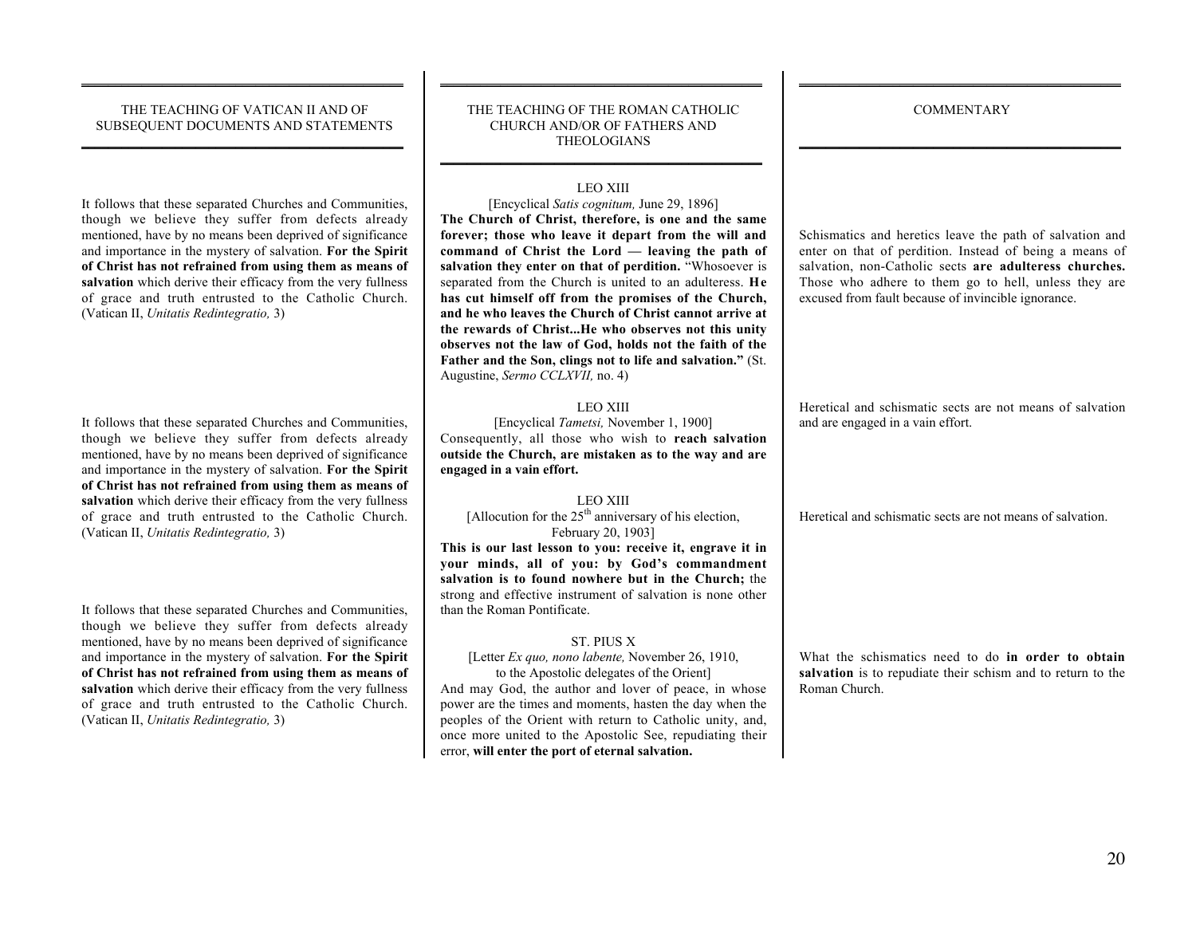| THE TEACHING OF VATICAN II AND OF SUBSEQUENT DOCUMENTS AND STATEMENTS | THE TEACHING OF THE ROMAN CATHOLIC CHURCH AND/OR OF FATHERS AND THEOLOGIANS | COMMENTARY |
|---|---|---|
| It follows that these separated Churches and Communities, though we believe they suffer from defects already mentioned, have by no means been deprived of significance and importance in the mystery of salvation. **For the Spirit of Christ has not refrained from using them as means of salvation** which derive their efficacy from the very fullness of grace and truth entrusted to the Catholic Church. (Vatican II, *Unitatis Redintegratio,* 3) | LEO XIII<br>[Encyclical *Satis cognitum,* June 29, 1896]<br>**The Church of Christ, therefore, is one and the same forever; those who leave it depart from the will and command of Christ the Lord — leaving the path of salvation they enter on that of perdition.** "Whosoever is separated from the Church is united to an adulteress. **He has cut himself off from the promises of the Church, and he who leaves the Church of Christ cannot arrive at the rewards of Christ...He who observes not this unity observes not the law of God, holds not the faith of the Father and the Son, clings not to life and salvation."** (St. Augustine, *Sermo CCLXVII,* no. 4) | Schismatics and heretics leave the path of salvation and enter on that of perdition. Instead of being a means of salvation, non-Catholic sects **are adulteress churches.** Those who adhere to them go to hell, unless they are excused from fault because of invincible ignorance. |
| It follows that these separated Churches and Communities, though we believe they suffer from defects already mentioned, have by no means been deprived of significance and importance in the mystery of salvation. **For the Spirit of Christ has not refrained from using them as means of salvation** which derive their efficacy from the very fullness of grace and truth entrusted to the Catholic Church. (Vatican II, *Unitatis Redintegratio,* 3) | LEO XIII<br>[Encyclical *Tametsi,* November 1, 1900]<br>Consequently, all those who wish to **reach salvation outside the Church, are mistaken as to the way and are engaged in a vain effort.**<br><br>LEO XIII<br>[Allocution for the 25th anniversary of his election, February 20, 1903]<br>**This is our last lesson to you: receive it, engrave it in your minds, all of you: by God's commandment salvation is to found nowhere but in the Church;** the strong and effective instrument of salvation is none other than the Roman Pontificate. | Heretical and schismatic sects are not means of salvation and are engaged in a vain effort.<br><br>Heretical and schismatic sects are not means of salvation. |
| It follows that these separated Churches and Communities, though we believe they suffer from defects already mentioned, have by no means been deprived of significance and importance in the mystery of salvation. **For the Spirit of Christ has not refrained from using them as means of salvation** which derive their efficacy from the very fullness of grace and truth entrusted to the Catholic Church. (Vatican II, *Unitatis Redintegratio,* 3) | ST. PIUS X<br>[Letter *Ex quo, nono labente,* November 26, 1910, to the Apostolic delegates of the Orient]<br>And may God, the author and lover of peace, in whose power are the times and moments, hasten the day when the peoples of the Orient with return to Catholic unity, and, once more united to the Apostolic See, repudiating their error, **will enter the port of eternal salvation.** | What the schismatics need to do **in order to obtain salvation** is to repudiate their schism and to return to the Roman Church. |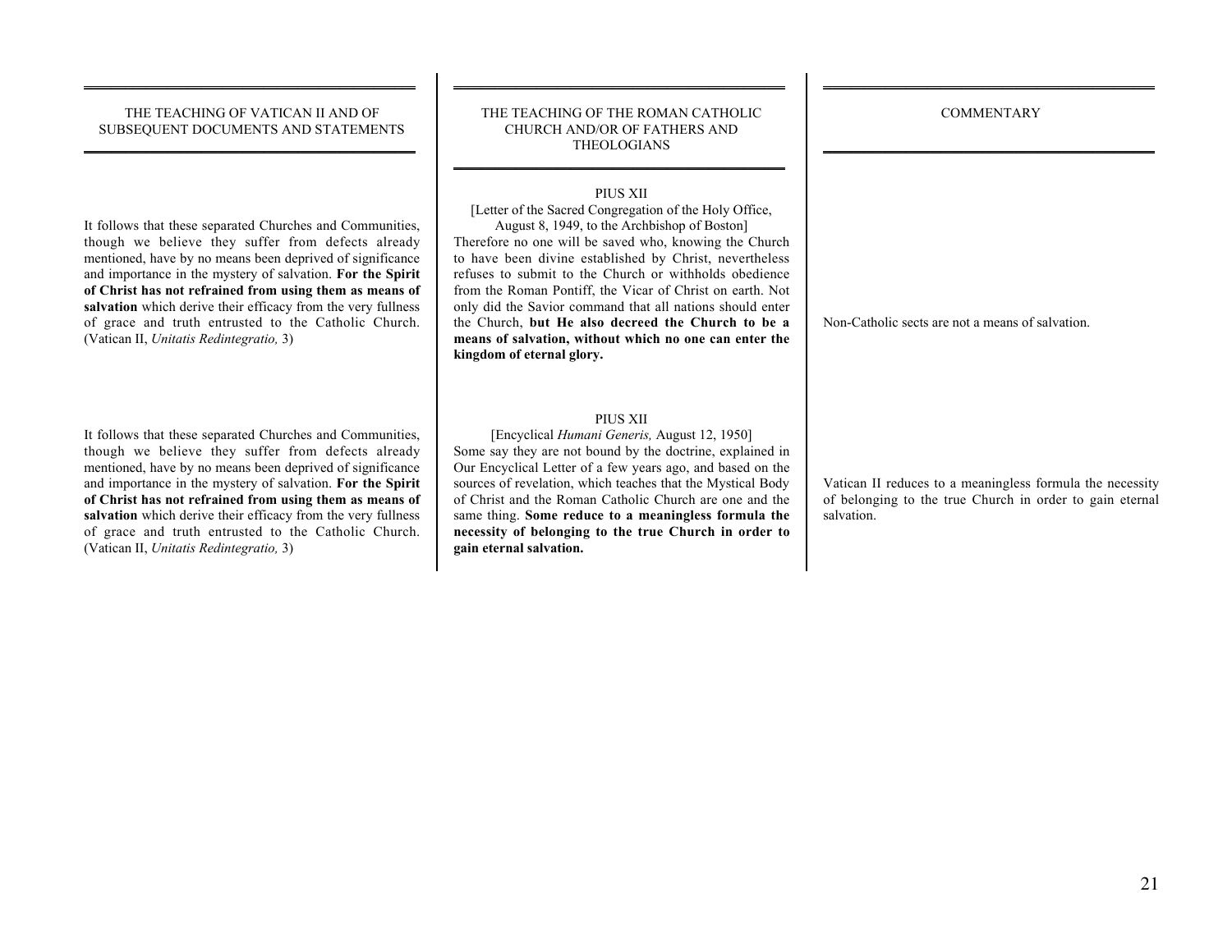| THE TEACHING OF VATICAN II AND OF SUBSEQUENT DOCUMENTS AND STATEMENTS | THE TEACHING OF THE ROMAN CATHOLIC CHURCH AND/OR OF FATHERS AND THEOLOGIANS | COMMENTARY |
| --- | --- | --- |
| It follows that these separated Churches and Communities, though we believe they suffer from defects already mentioned, have by no means been deprived of significance and importance in the mystery of salvation. **For the Spirit of Christ has not refrained from using them as means of salvation** which derive their efficacy from the very fullness of grace and truth entrusted to the Catholic Church. (Vatican II, *Unitatis Redintegratio,* 3) | PIUS XII<br>[Letter of the Sacred Congregation of the Holy Office, August 8, 1949, to the Archbishop of Boston]<br>Therefore no one will be saved who, knowing the Church to have been divine established by Christ, nevertheless refuses to submit to the Church or withholds obedience from the Roman Pontiff, the Vicar of Christ on earth. Not only did the Savior command that all nations should enter the Church, **but He also decreed the Church to be a means of salvation, without which no one can enter the kingdom of eternal glory.** | Non-Catholic sects are not a means of salvation. |
| It follows that these separated Churches and Communities, though we believe they suffer from defects already mentioned, have by no means been deprived of significance and importance in the mystery of salvation. **For the Spirit of Christ has not refrained from using them as means of salvation** which derive their efficacy from the very fullness of grace and truth entrusted to the Catholic Church. (Vatican II, *Unitatis Redintegratio,* 3) | PIUS XII<br>[Encyclical *Humani Generis,* August 12, 1950]<br>Some say they are not bound by the doctrine, explained in Our Encyclical Letter of a few years ago, and based on the sources of revelation, which teaches that the Mystical Body of Christ and the Roman Catholic Church are one and the same thing. **Some reduce to a meaningless formula the necessity of belonging to the true Church in order to gain eternal salvation.** | Vatican II reduces to a meaningless formula the necessity of belonging to the true Church in order to gain eternal salvation. |